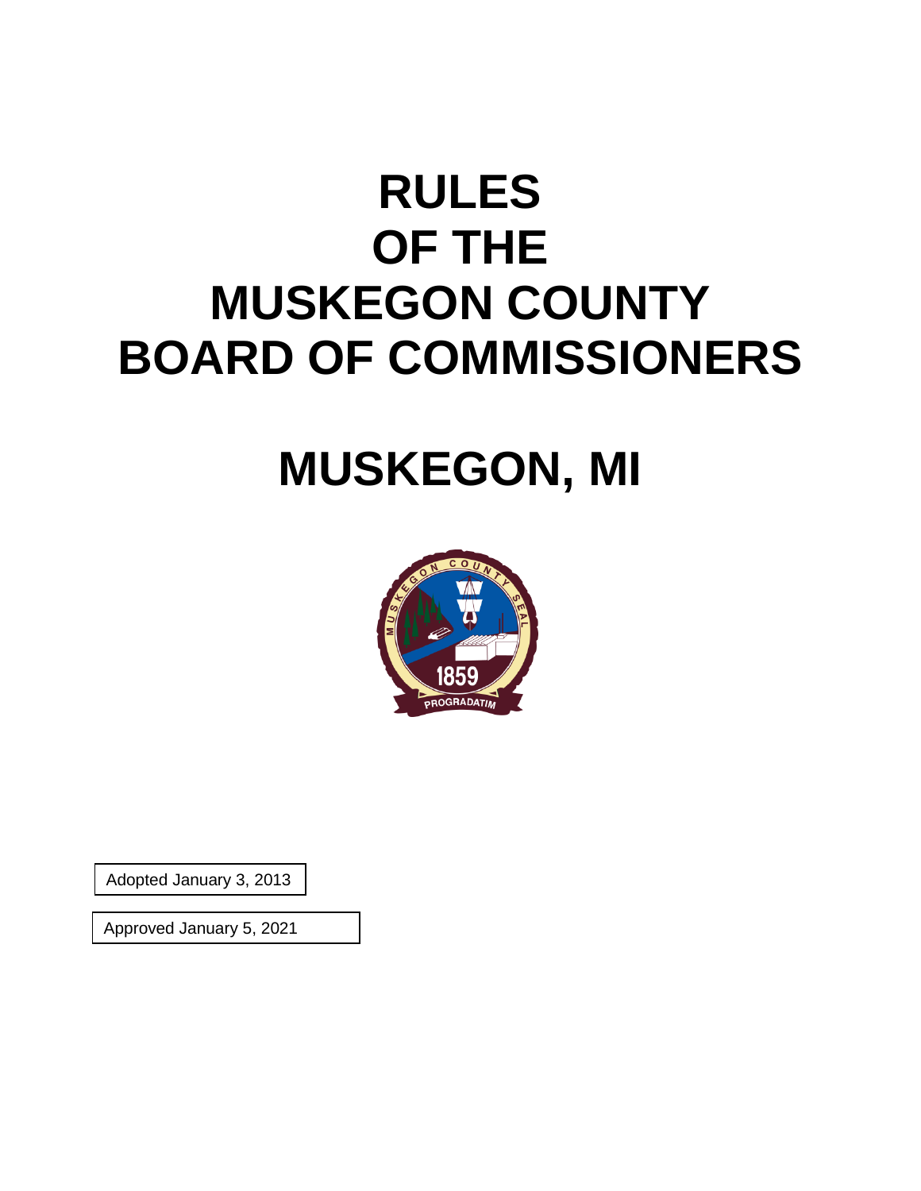# RULES OF THE MUSKEGON COUNTY BOARD OF COMMISSIONERS

# MUSKEGON, MI

Adopted January 3, 2013

Approved January 5, 2021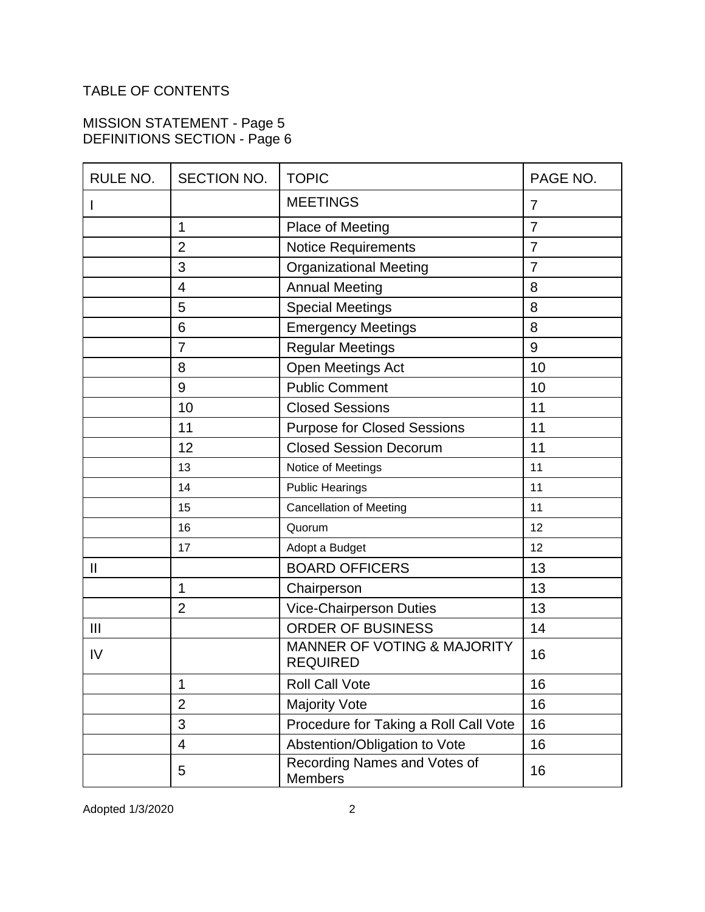TABLE OF CONTENTS

MISSION STATEMENT - Page 5
DEFINITIONS SECTION - Page 6

| RULE NO. | SECTION NO. | TOPIC | PAGE NO. |
| --- | --- | --- | --- |
| I | | MEETINGS | 7 |
| | 1 | Place of Meeting | 7 |
| | 2 | Notice Requirements | 7 |
| | 3 | Organizational Meeting | 7 |
| | 4 | Annual Meeting | 8 |
| | 5 | Special Meetings | 8 |
| | 6 | Emergency Meetings | 8 |
| | 7 | Regular Meetings | 9 |
| | 8 | Open Meetings Act | 10 |
| | 9 | Public Comment | 10 |
| | 10 | Closed Sessions | 11 |
| | 11 | Purpose for Closed Sessions | 11 |
| | 12 | Closed Session Decorum | 11 |
| | 13 | Notice of Meetings | 11 |
| | 14 | Public Hearings | 11 |
| | 15 | Cancellation of Meeting | 11 |
| | 16 | Quorum | 12 |
| | 17 | Adopt a Budget | 12 |
| II | | BOARD OFFICERS | 13 |
| | 1 | Chairperson | 13 |
| | 2 | Vice-Chairperson Duties | 13 |
| III | | ORDER OF BUSINESS | 14 |
| IV | | MANNER OF VOTING & MAJORITY REQUIRED | 16 |
| | 1 | Roll Call Vote | 16 |
| | 2 | Majority Vote | 16 |
| | 3 | Procedure for Taking a Roll Call Vote | 16 |
| | 4 | Abstention/Obligation to Vote | 16 |
| | 5 | Recording Names and Votes of Members | 16 |

Adopted 1/3/2020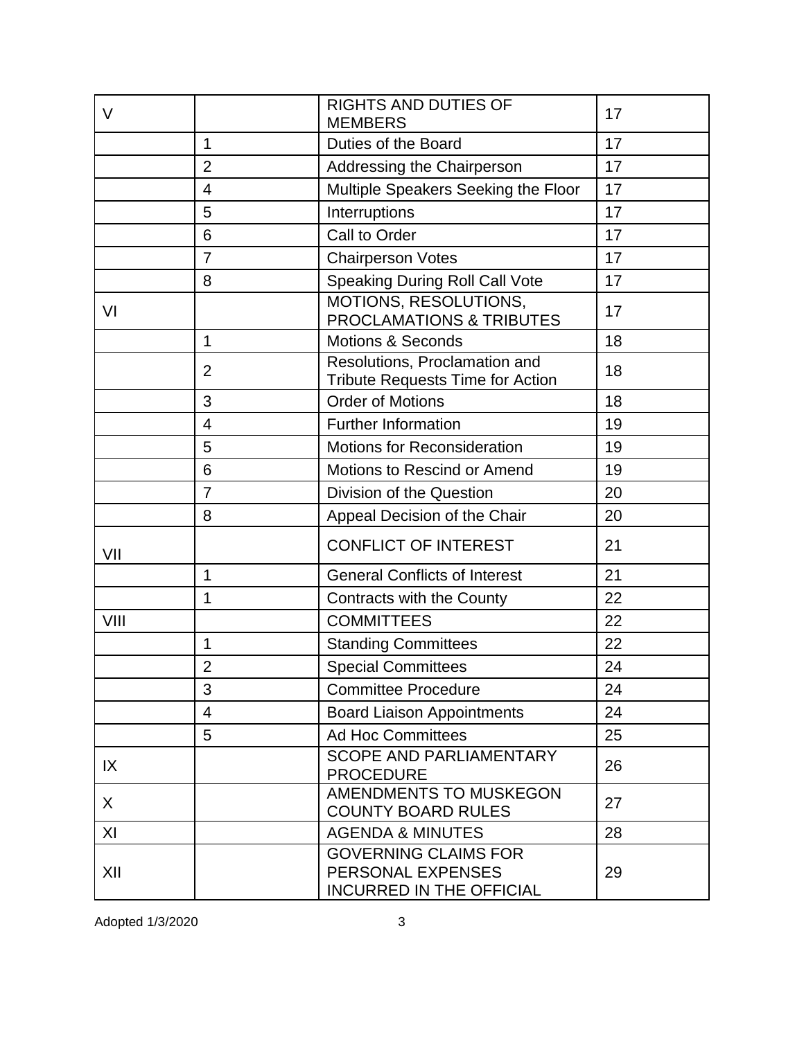| V | | RIGHTS AND DUTIES OF MEMBERS | 17 |
|---|---|---|---|
| | 1 | Duties of the Board | 17 |
| | 2 | Addressing the Chairperson | 17 |
| | 4 | Multiple Speakers Seeking the Floor | 17 |
| | 5 | Interruptions | 17 |
| | 6 | Call to Order | 17 |
| | 7 | Chairperson Votes | 17 |
| | 8 | Speaking During Roll Call Vote | 17 |
| VI | | MOTIONS, RESOLUTIONS, PROCLAMATIONS & TRIBUTES | 17 |
| | 1 | Motions & Seconds | 18 |
| | 2 | Resolutions, Proclamation and Tribute Requests Time for Action | 18 |
| | 3 | Order of Motions | 18 |
| | 4 | Further Information | 19 |
| | 5 | Motions for Reconsideration | 19 |
| | 6 | Motions to Rescind or Amend | 19 |
| | 7 | Division of the Question | 20 |
| | 8 | Appeal Decision of the Chair | 20 |
| VII | | CONFLICT OF INTEREST | 21 |
| | 1 | General Conflicts of Interest | 21 |
| | 1 | Contracts with the County | 22 |
| VIII | | COMMITTEES | 22 |
| | 1 | Standing Committees | 22 |
| | 2 | Special Committees | 24 |
| | 3 | Committee Procedure | 24 |
| | 4 | Board Liaison Appointments | 24 |
| | 5 | Ad Hoc Committees | 25 |
| IX | | SCOPE AND PARLIAMENTARY PROCEDURE | 26 |
| X | | AMENDMENTS TO MUSKEGON COUNTY BOARD RULES | 27 |
| XI | | AGENDA & MINUTES | 28 |
| XII | | GOVERNING CLAIMS FOR PERSONAL EXPENSES INCURRED IN THE OFFICIAL | 29 |

Adopted 1/3/2020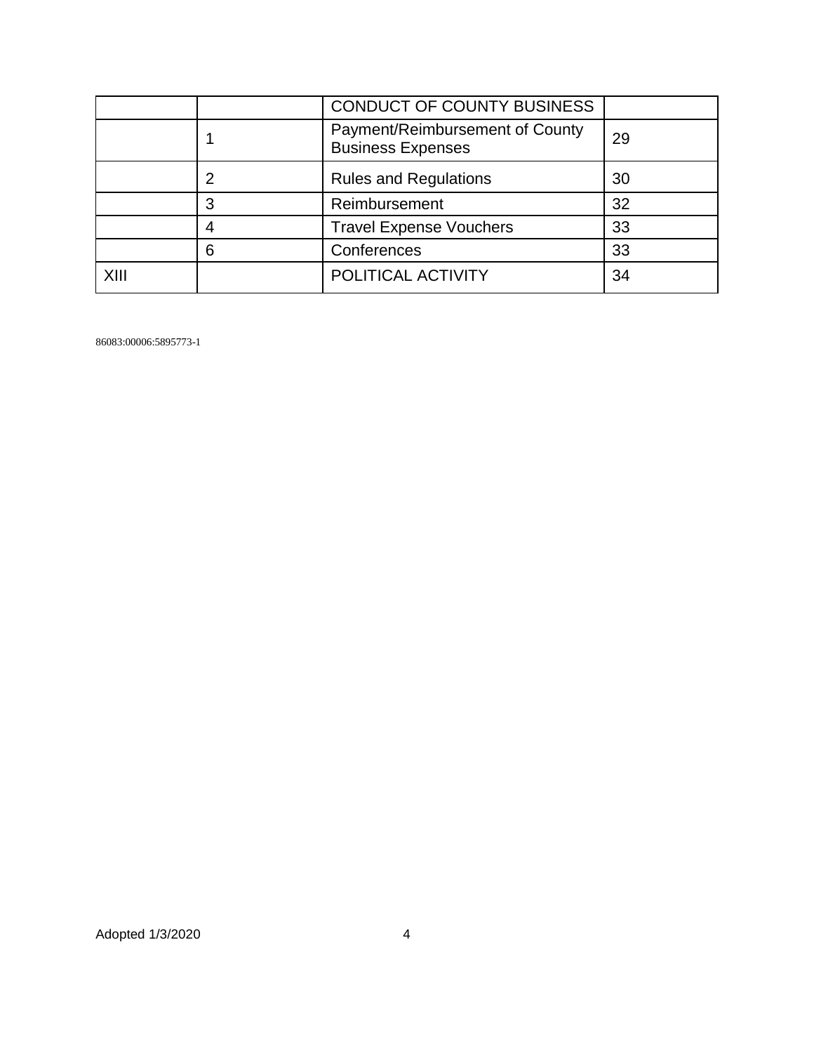| | | CONDUCT OF COUNTY BUSINESS | |
|---|---|---|---|
| | 1 | Payment/Reimbursement of County Business Expenses | 29 |
| | 2 | Rules and Regulations | 30 |
| | 3 | Reimbursement | 32 |
| | 4 | Travel Expense Vouchers | 33 |
| | 6 | Conferences | 33 |
| XIII | | POLITICAL ACTIVITY | 34 |

86083:00006:5895773-1

Adopted 1/3/2020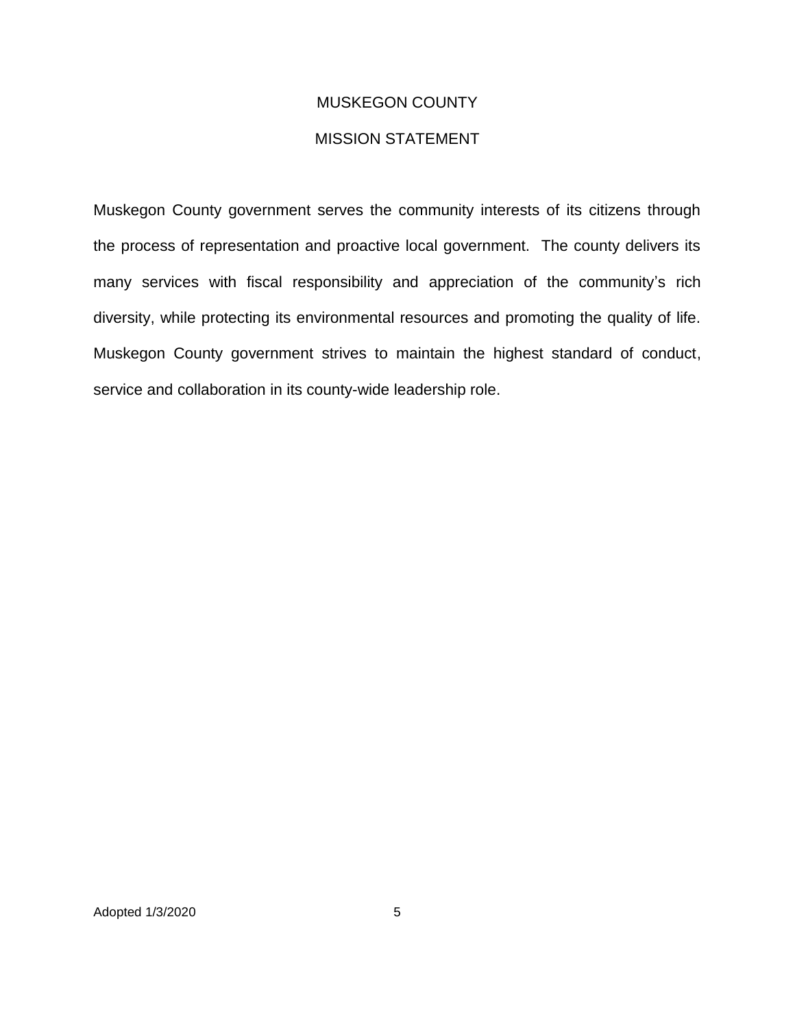# MUSKEGON COUNTY

## MISSION STATEMENT

Muskegon County government serves the community interests of its citizens through the process of representation and proactive local government. The county delivers its many services with fiscal responsibility and appreciation of the community's rich diversity, while protecting its environmental resources and promoting the quality of life. Muskegon County government strives to maintain the highest standard of conduct, service and collaboration in its county-wide leadership role.

Adopted 1/3/2020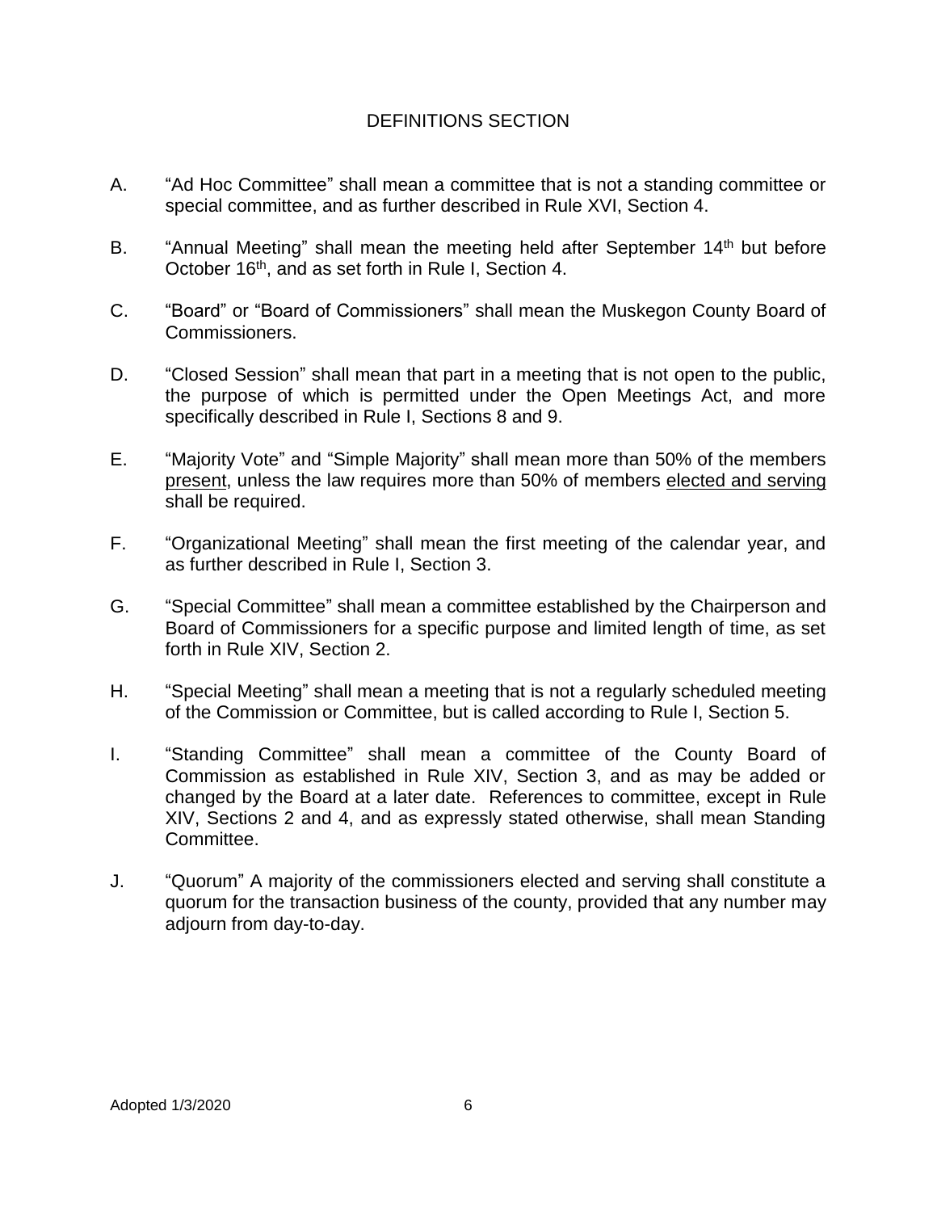## DEFINITIONS SECTION

A. "Ad Hoc Committee" shall mean a committee that is not a standing committee or special committee, and as further described in Rule XVI, Section 4.

B. "Annual Meeting" shall mean the meeting held after September 14th but before October 16th, and as set forth in Rule I, Section 4.

C. "Board" or "Board of Commissioners" shall mean the Muskegon County Board of Commissioners.

D. "Closed Session" shall mean that part in a meeting that is not open to the public, the purpose of which is permitted under the Open Meetings Act, and more specifically described in Rule I, Sections 8 and 9.

E. "Majority Vote" and "Simple Majority" shall mean more than 50% of the members present, unless the law requires more than 50% of members elected and serving shall be required.

F. "Organizational Meeting" shall mean the first meeting of the calendar year, and as further described in Rule I, Section 3.

G. "Special Committee" shall mean a committee established by the Chairperson and Board of Commissioners for a specific purpose and limited length of time, as set forth in Rule XIV, Section 2.

H. "Special Meeting" shall mean a meeting that is not a regularly scheduled meeting of the Commission or Committee, but is called according to Rule I, Section 5.

I. "Standing Committee" shall mean a committee of the County Board of Commission as established in Rule XIV, Section 3, and as may be added or changed by the Board at a later date. References to committee, except in Rule XIV, Sections 2 and 4, and as expressly stated otherwise, shall mean Standing Committee.

J. "Quorum" A majority of the commissioners elected and serving shall constitute a quorum for the transaction business of the county, provided that any number may adjourn from day-to-day.

Adopted 1/3/2020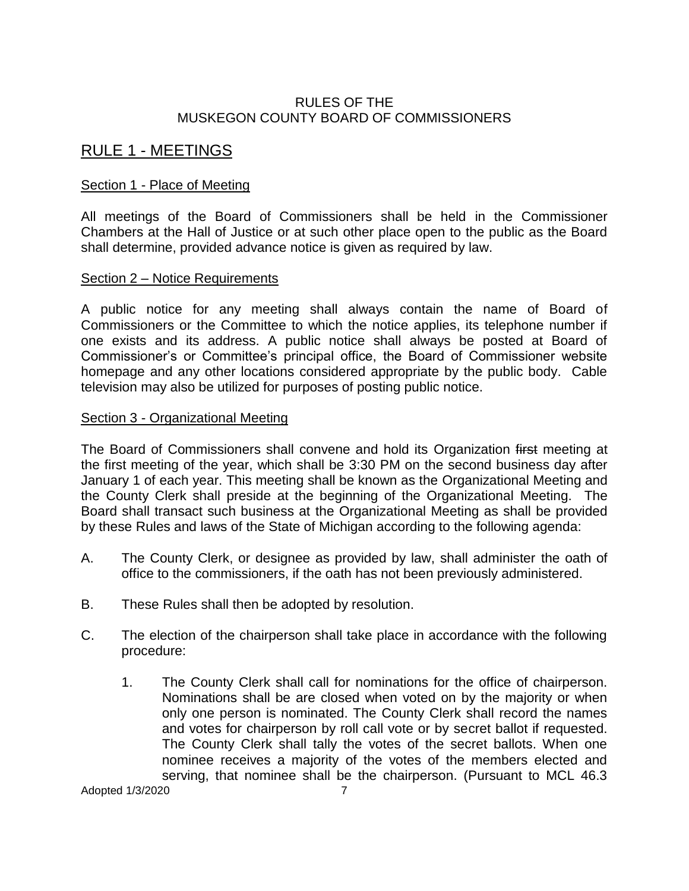RULES OF THE
MUSKEGON COUNTY BOARD OF COMMISSIONERS

# RULE 1 - MEETINGS

## Section 1 - Place of Meeting

All meetings of the Board of Commissioners shall be held in the Commissioner Chambers at the Hall of Justice or at such other place open to the public as the Board shall determine, provided advance notice is given as required by law.

## Section 2 – Notice Requirements

A public notice for any meeting shall always contain the name of Board of Commissioners or the Committee to which the notice applies, its telephone number if one exists and its address. A public notice shall always be posted at Board of Commissioner's or Committee's principal office, the Board of Commissioner website homepage and any other locations considered appropriate by the public body. Cable television may also be utilized for purposes of posting public notice.

## Section 3 - Organizational Meeting

The Board of Commissioners shall convene and hold its Organization ~~first~~ meeting at the first meeting of the year, which shall be 3:30 PM on the second business day after January 1 of each year. This meeting shall be known as the Organizational Meeting and the County Clerk shall preside at the beginning of the Organizational Meeting. The Board shall transact such business at the Organizational Meeting as shall be provided by these Rules and laws of the State of Michigan according to the following agenda:

A. The County Clerk, or designee as provided by law, shall administer the oath of office to the commissioners, if the oath has not been previously administered.

B. These Rules shall then be adopted by resolution.

C. The election of the chairperson shall take place in accordance with the following procedure:

   1. The County Clerk shall call for nominations for the office of chairperson. Nominations shall be are closed when voted on by the majority or when only one person is nominated. The County Clerk shall record the names and votes for chairperson by roll call vote or by secret ballot if requested. The County Clerk shall tally the votes of the secret ballots. When one nominee receives a majority of the votes of the members elected and serving, that nominee shall be the chairperson. (Pursuant to MCL 46.3

Adopted 1/3/2020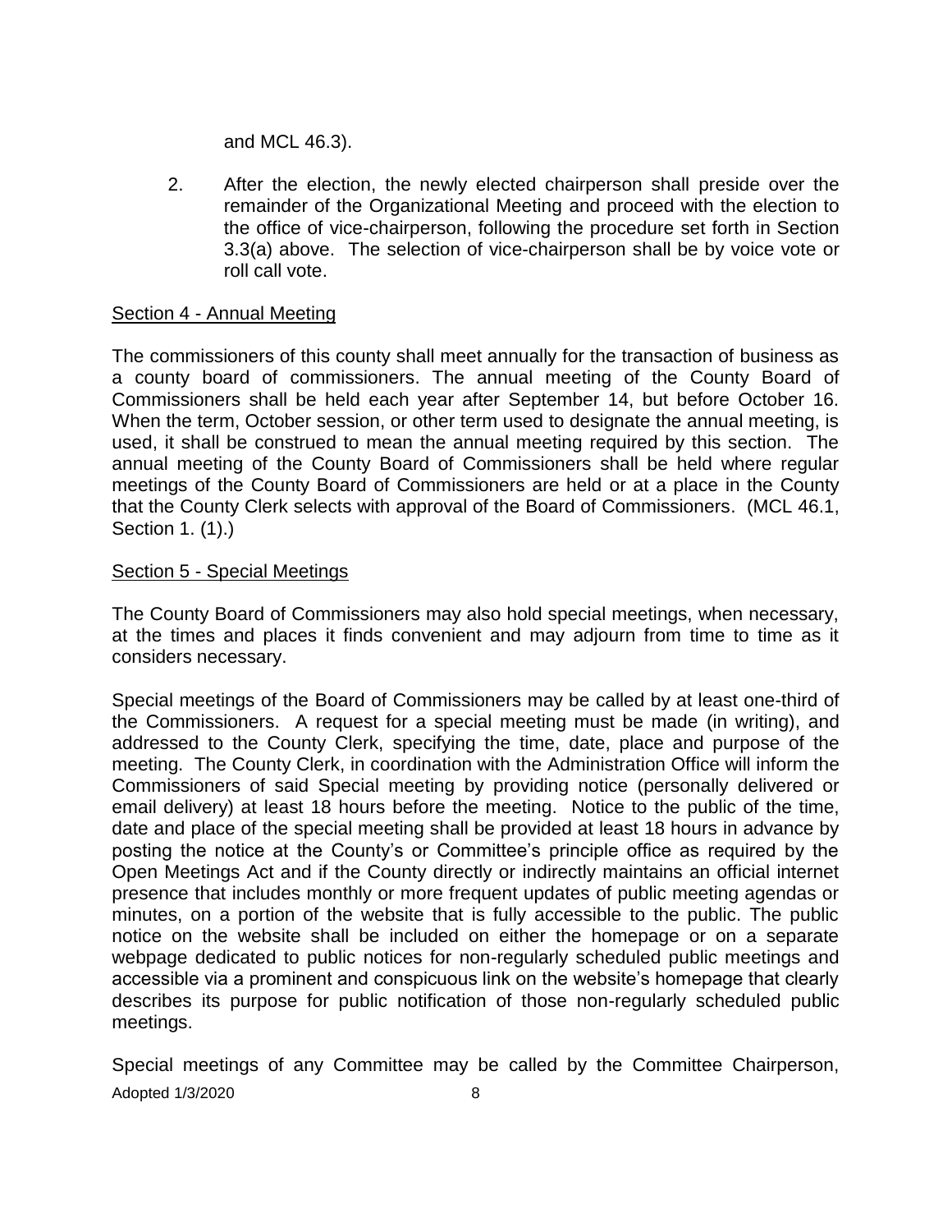and MCL 46.3).

2. After the election, the newly elected chairperson shall preside over the remainder of the Organizational Meeting and proceed with the election to the office of vice-chairperson, following the procedure set forth in Section 3.3(a) above. The selection of vice-chairperson shall be by voice vote or roll call vote.

Section 4 - Annual Meeting

The commissioners of this county shall meet annually for the transaction of business as a county board of commissioners. The annual meeting of the County Board of Commissioners shall be held each year after September 14, but before October 16. When the term, October session, or other term used to designate the annual meeting, is used, it shall be construed to mean the annual meeting required by this section. The annual meeting of the County Board of Commissioners shall be held where regular meetings of the County Board of Commissioners are held or at a place in the County that the County Clerk selects with approval of the Board of Commissioners. (MCL 46.1, Section 1. (1).)

Section 5 - Special Meetings

The County Board of Commissioners may also hold special meetings, when necessary, at the times and places it finds convenient and may adjourn from time to time as it considers necessary.

Special meetings of the Board of Commissioners may be called by at least one-third of the Commissioners. A request for a special meeting must be made (in writing), and addressed to the County Clerk, specifying the time, date, place and purpose of the meeting. The County Clerk, in coordination with the Administration Office will inform the Commissioners of said Special meeting by providing notice (personally delivered or email delivery) at least 18 hours before the meeting. Notice to the public of the time, date and place of the special meeting shall be provided at least 18 hours in advance by posting the notice at the County's or Committee's principle office as required by the Open Meetings Act and if the County directly or indirectly maintains an official internet presence that includes monthly or more frequent updates of public meeting agendas or minutes, on a portion of the website that is fully accessible to the public. The public notice on the website shall be included on either the homepage or on a separate webpage dedicated to public notices for non-regularly scheduled public meetings and accessible via a prominent and conspicuous link on the website's homepage that clearly describes its purpose for public notification of those non-regularly scheduled public meetings.

Special meetings of any Committee may be called by the Committee Chairperson,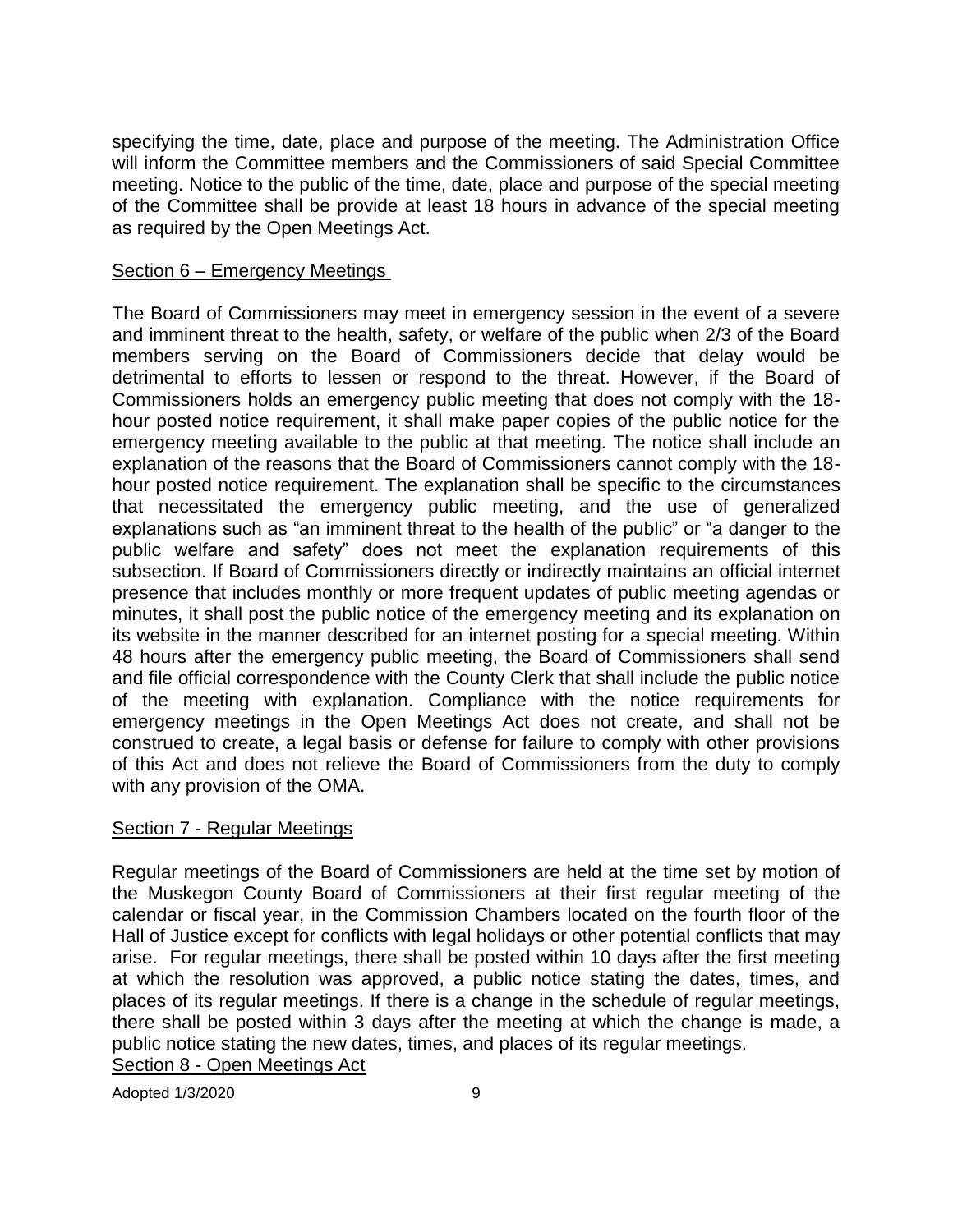specifying the time, date, place and purpose of the meeting. The Administration Office will inform the Committee members and the Commissioners of said Special Committee meeting. Notice to the public of the time, date, place and purpose of the special meeting of the Committee shall be provide at least 18 hours in advance of the special meeting as required by the Open Meetings Act.

## Section 6 – Emergency Meetings

The Board of Commissioners may meet in emergency session in the event of a severe and imminent threat to the health, safety, or welfare of the public when 2/3 of the Board members serving on the Board of Commissioners decide that delay would be detrimental to efforts to lessen or respond to the threat. However, if the Board of Commissioners holds an emergency public meeting that does not comply with the 18-hour posted notice requirement, it shall make paper copies of the public notice for the emergency meeting available to the public at that meeting. The notice shall include an explanation of the reasons that the Board of Commissioners cannot comply with the 18-hour posted notice requirement. The explanation shall be specific to the circumstances that necessitated the emergency public meeting, and the use of generalized explanations such as "an imminent threat to the health of the public" or "a danger to the public welfare and safety" does not meet the explanation requirements of this subsection. If Board of Commissioners directly or indirectly maintains an official internet presence that includes monthly or more frequent updates of public meeting agendas or minutes, it shall post the public notice of the emergency meeting and its explanation on its website in the manner described for an internet posting for a special meeting. Within 48 hours after the emergency public meeting, the Board of Commissioners shall send and file official correspondence with the County Clerk that shall include the public notice of the meeting with explanation. Compliance with the notice requirements for emergency meetings in the Open Meetings Act does not create, and shall not be construed to create, a legal basis or defense for failure to comply with other provisions of this Act and does not relieve the Board of Commissioners from the duty to comply with any provision of the OMA.

## Section 7 - Regular Meetings

Regular meetings of the Board of Commissioners are held at the time set by motion of the Muskegon County Board of Commissioners at their first regular meeting of the calendar or fiscal year, in the Commission Chambers located on the fourth floor of the Hall of Justice except for conflicts with legal holidays or other potential conflicts that may arise. For regular meetings, there shall be posted within 10 days after the first meeting at which the resolution was approved, a public notice stating the dates, times, and places of its regular meetings. If there is a change in the schedule of regular meetings, there shall be posted within 3 days after the meeting at which the change is made, a public notice stating the new dates, times, and places of its regular meetings.

## Section 8 - Open Meetings Act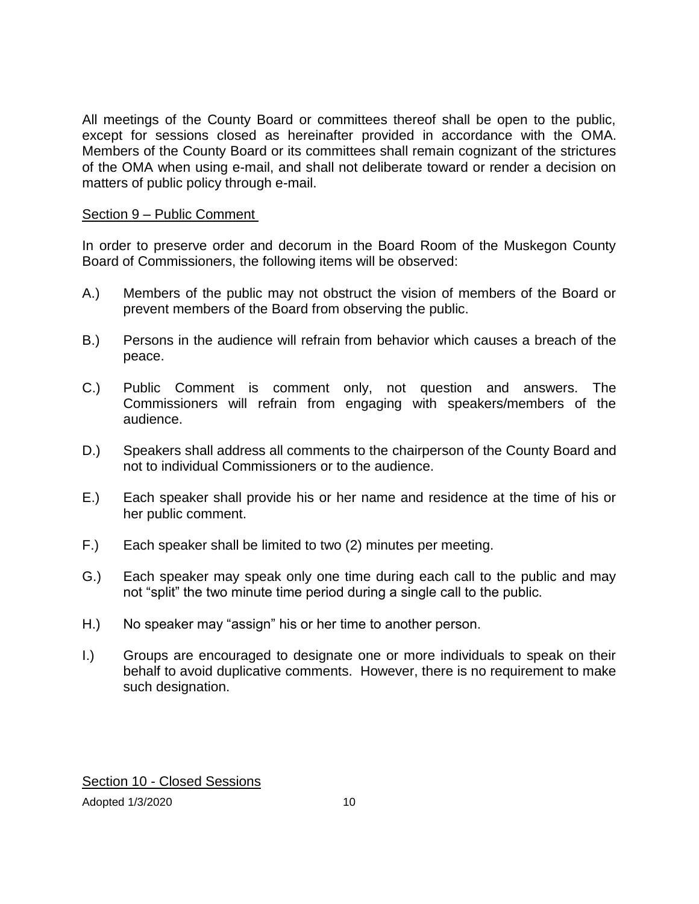All meetings of the County Board or committees thereof shall be open to the public, except for sessions closed as hereinafter provided in accordance with the OMA. Members of the County Board or its committees shall remain cognizant of the strictures of the OMA when using e-mail, and shall not deliberate toward or render a decision on matters of public policy through e-mail.

## Section 9 – Public Comment

In order to preserve order and decorum in the Board Room of the Muskegon County Board of Commissioners, the following items will be observed:

A.) Members of the public may not obstruct the vision of members of the Board or prevent members of the Board from observing the public.

B.) Persons in the audience will refrain from behavior which causes a breach of the peace.

C.) Public Comment is comment only, not question and answers. The Commissioners will refrain from engaging with speakers/members of the audience.

D.) Speakers shall address all comments to the chairperson of the County Board and not to individual Commissioners or to the audience.

E.) Each speaker shall provide his or her name and residence at the time of his or her public comment.

F.) Each speaker shall be limited to two (2) minutes per meeting.

G.) Each speaker may speak only one time during each call to the public and may not "split" the two minute time period during a single call to the public.

H.) No speaker may "assign" his or her time to another person.

I.) Groups are encouraged to designate one or more individuals to speak on their behalf to avoid duplicative comments. However, there is no requirement to make such designation.

## Section 10 - Closed Sessions

Adopted 1/3/2020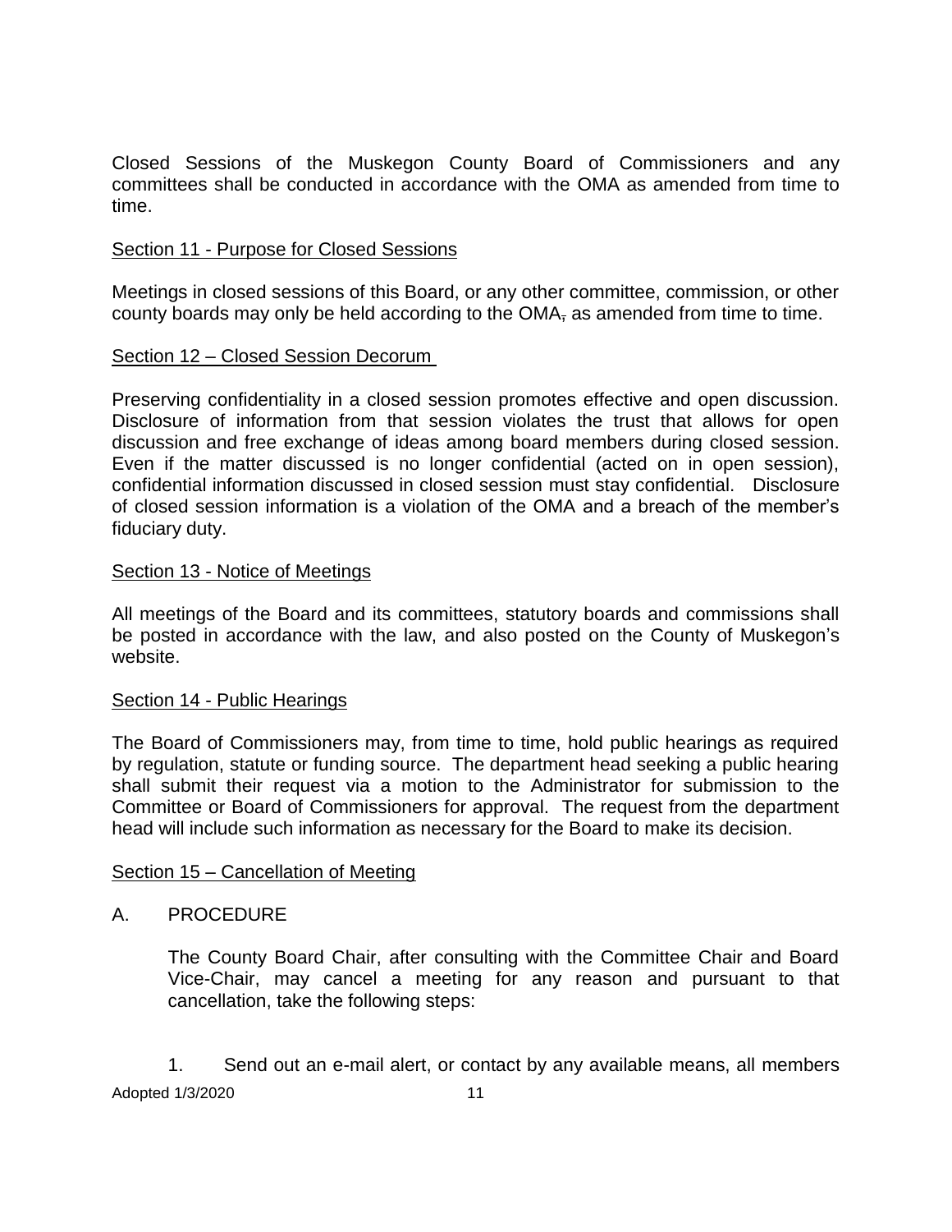Closed Sessions of the Muskegon County Board of Commissioners and any committees shall be conducted in accordance with the OMA as amended from time to time.

### Section 11 - Purpose for Closed Sessions

Meetings in closed sessions of this Board, or any other committee, commission, or other county boards may only be held according to the OMA, as amended from time to time.

### Section 12 – Closed Session Decorum

Preserving confidentiality in a closed session promotes effective and open discussion. Disclosure of information from that session violates the trust that allows for open discussion and free exchange of ideas among board members during closed session. Even if the matter discussed is no longer confidential (acted on in open session), confidential information discussed in closed session must stay confidential. Disclosure of closed session information is a violation of the OMA and a breach of the member's fiduciary duty.

### Section 13 - Notice of Meetings

All meetings of the Board and its committees, statutory boards and commissions shall be posted in accordance with the law, and also posted on the County of Muskegon's website.

### Section 14 - Public Hearings

The Board of Commissioners may, from time to time, hold public hearings as required by regulation, statute or funding source. The department head seeking a public hearing shall submit their request via a motion to the Administrator for submission to the Committee or Board of Commissioners for approval. The request from the department head will include such information as necessary for the Board to make its decision.

### Section 15 – Cancellation of Meeting

A. PROCEDURE

The County Board Chair, after consulting with the Committee Chair and Board Vice-Chair, may cancel a meeting for any reason and pursuant to that cancellation, take the following steps:

1. Send out an e-mail alert, or contact by any available means, all members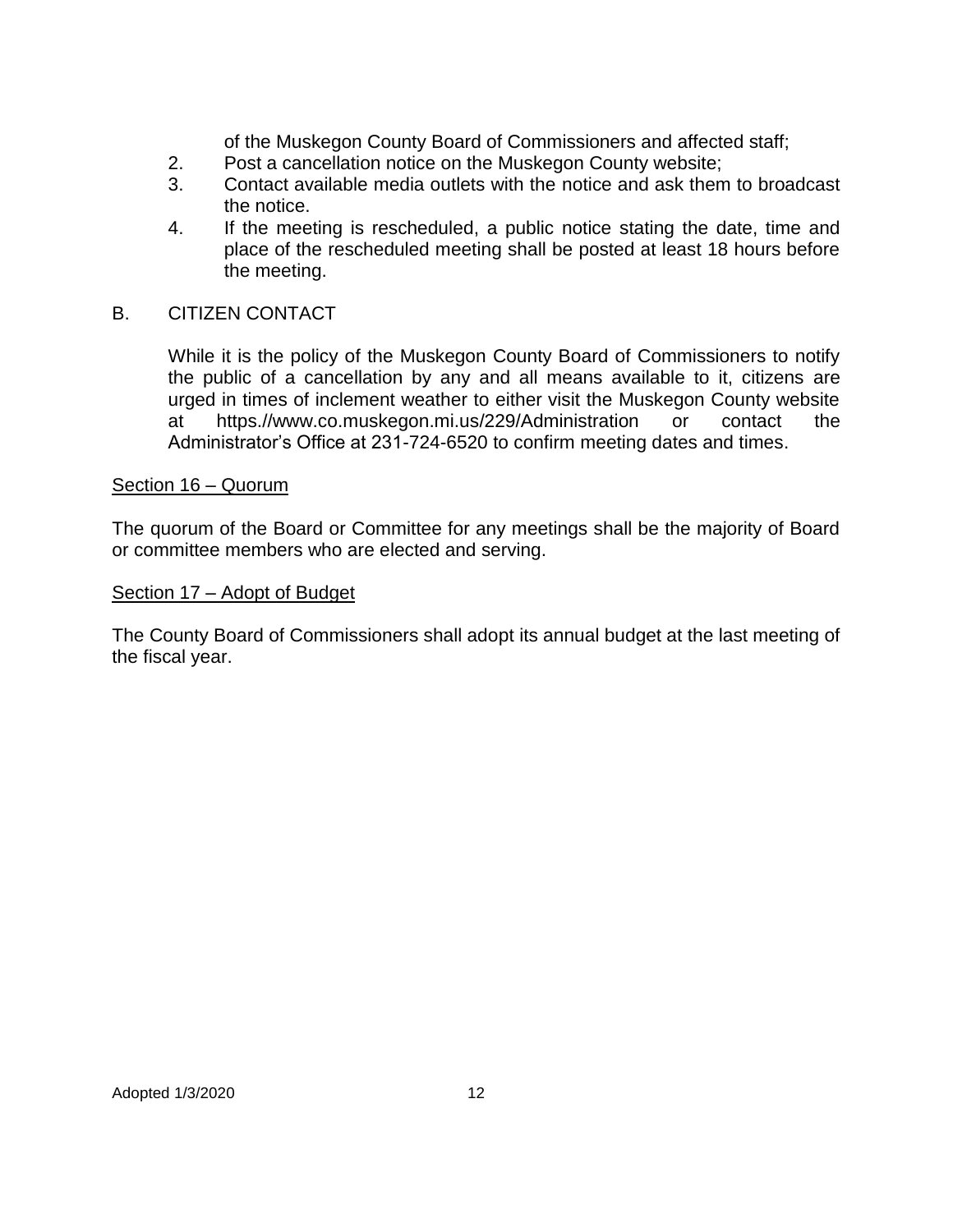of the Muskegon County Board of Commissioners and affected staff;

2. Post a cancellation notice on the Muskegon County website;
3. Contact available media outlets with the notice and ask them to broadcast the notice.
4. If the meeting is rescheduled, a public notice stating the date, time and place of the rescheduled meeting shall be posted at least 18 hours before the meeting.

B. CITIZEN CONTACT

While it is the policy of the Muskegon County Board of Commissioners to notify the public of a cancellation by any and all means available to it, citizens are urged in times of inclement weather to either visit the Muskegon County website at https.//www.co.muskegon.mi.us/229/Administration or contact the Administrator's Office at 231-724-6520 to confirm meeting dates and times.

<u>Section 16 – Quorum</u>

The quorum of the Board or Committee for any meetings shall be the majority of Board or committee members who are elected and serving.

<u>Section 17 – Adopt of Budget</u>

The County Board of Commissioners shall adopt its annual budget at the last meeting of the fiscal year.

Adopted 1/3/2020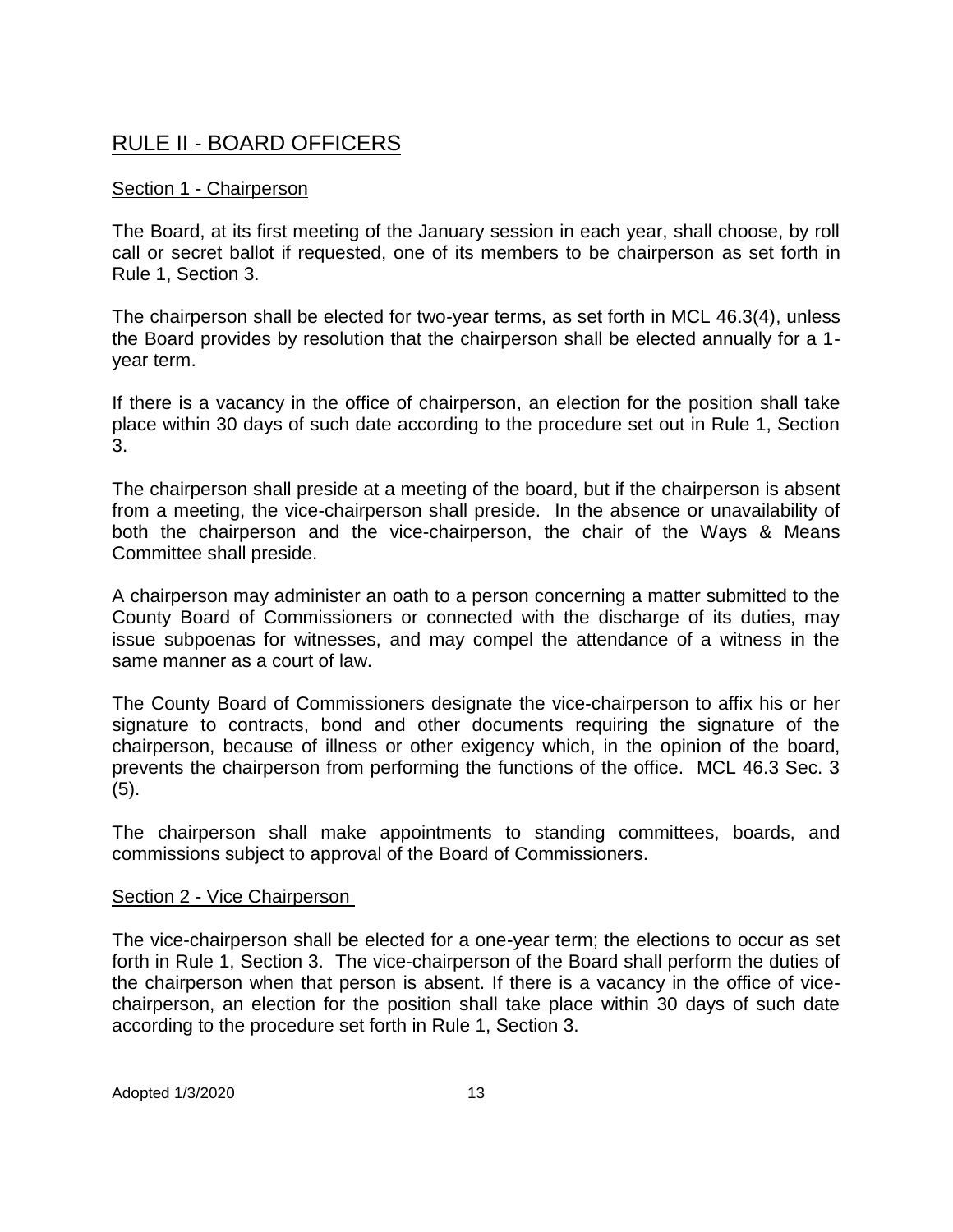# RULE II - BOARD OFFICERS

## Section 1 - Chairperson

The Board, at its first meeting of the January session in each year, shall choose, by roll call or secret ballot if requested, one of its members to be chairperson as set forth in Rule 1, Section 3.

The chairperson shall be elected for two-year terms, as set forth in MCL 46.3(4), unless the Board provides by resolution that the chairperson shall be elected annually for a 1-year term.

If there is a vacancy in the office of chairperson, an election for the position shall take place within 30 days of such date according to the procedure set out in Rule 1, Section 3.

The chairperson shall preside at a meeting of the board, but if the chairperson is absent from a meeting, the vice-chairperson shall preside. In the absence or unavailability of both the chairperson and the vice-chairperson, the chair of the Ways & Means Committee shall preside.

A chairperson may administer an oath to a person concerning a matter submitted to the County Board of Commissioners or connected with the discharge of its duties, may issue subpoenas for witnesses, and may compel the attendance of a witness in the same manner as a court of law.

The County Board of Commissioners designate the vice-chairperson to affix his or her signature to contracts, bond and other documents requiring the signature of the chairperson, because of illness or other exigency which, in the opinion of the board, prevents the chairperson from performing the functions of the office. MCL 46.3 Sec. 3 (5).

The chairperson shall make appointments to standing committees, boards, and commissions subject to approval of the Board of Commissioners.

## Section 2 - Vice Chairperson

The vice-chairperson shall be elected for a one-year term; the elections to occur as set forth in Rule 1, Section 3. The vice-chairperson of the Board shall perform the duties of the chairperson when that person is absent. If there is a vacancy in the office of vice-chairperson, an election for the position shall take place within 30 days of such date according to the procedure set forth in Rule 1, Section 3.

Adopted 1/3/2020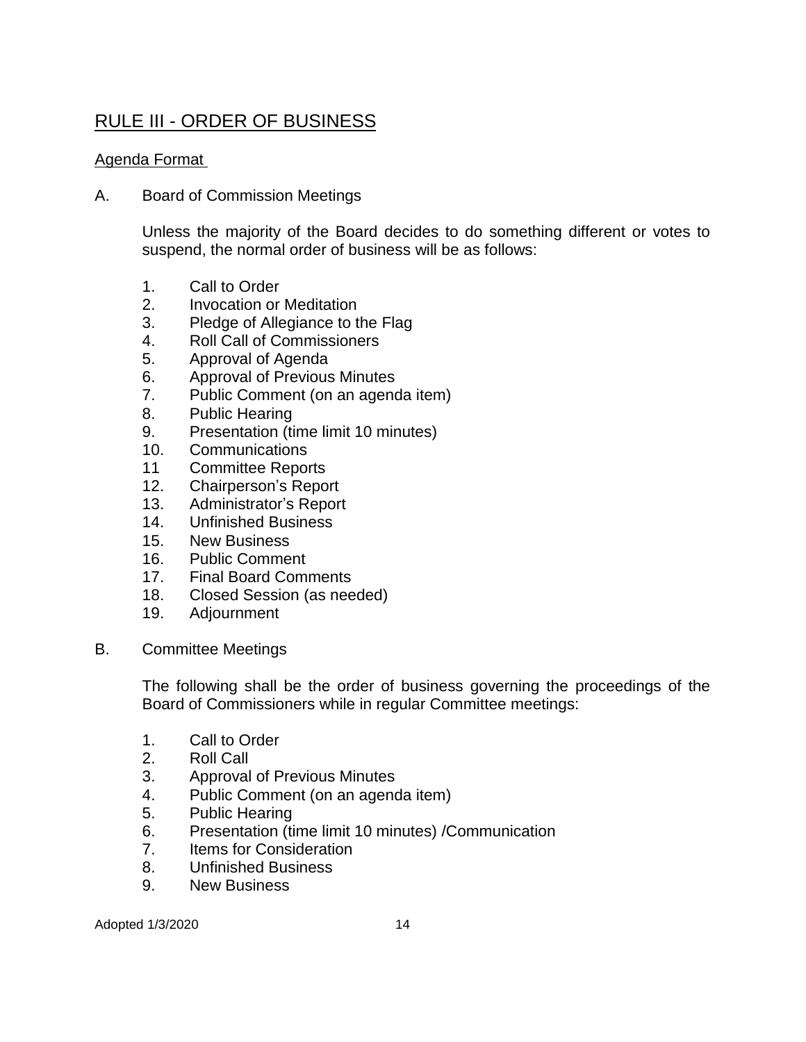## RULE III - ORDER OF BUSINESS

### Agenda Format

A. Board of Commission Meetings

Unless the majority of the Board decides to do something different or votes to suspend, the normal order of business will be as follows:

1. Call to Order
2. Invocation or Meditation
3. Pledge of Allegiance to the Flag
4. Roll Call of Commissioners
5. Approval of Agenda
6. Approval of Previous Minutes
7. Public Comment (on an agenda item)
8. Public Hearing
9. Presentation (time limit 10 minutes)
10. Communications
11. Committee Reports
12. Chairperson's Report
13. Administrator's Report
14. Unfinished Business
15. New Business
16. Public Comment
17. Final Board Comments
18. Closed Session (as needed)
19. Adjournment

B. Committee Meetings

The following shall be the order of business governing the proceedings of the Board of Commissioners while in regular Committee meetings:

1. Call to Order
2. Roll Call
3. Approval of Previous Minutes
4. Public Comment (on an agenda item)
5. Public Hearing
6. Presentation (time limit 10 minutes) /Communication
7. Items for Consideration
8. Unfinished Business
9. New Business

Adopted 1/3/2020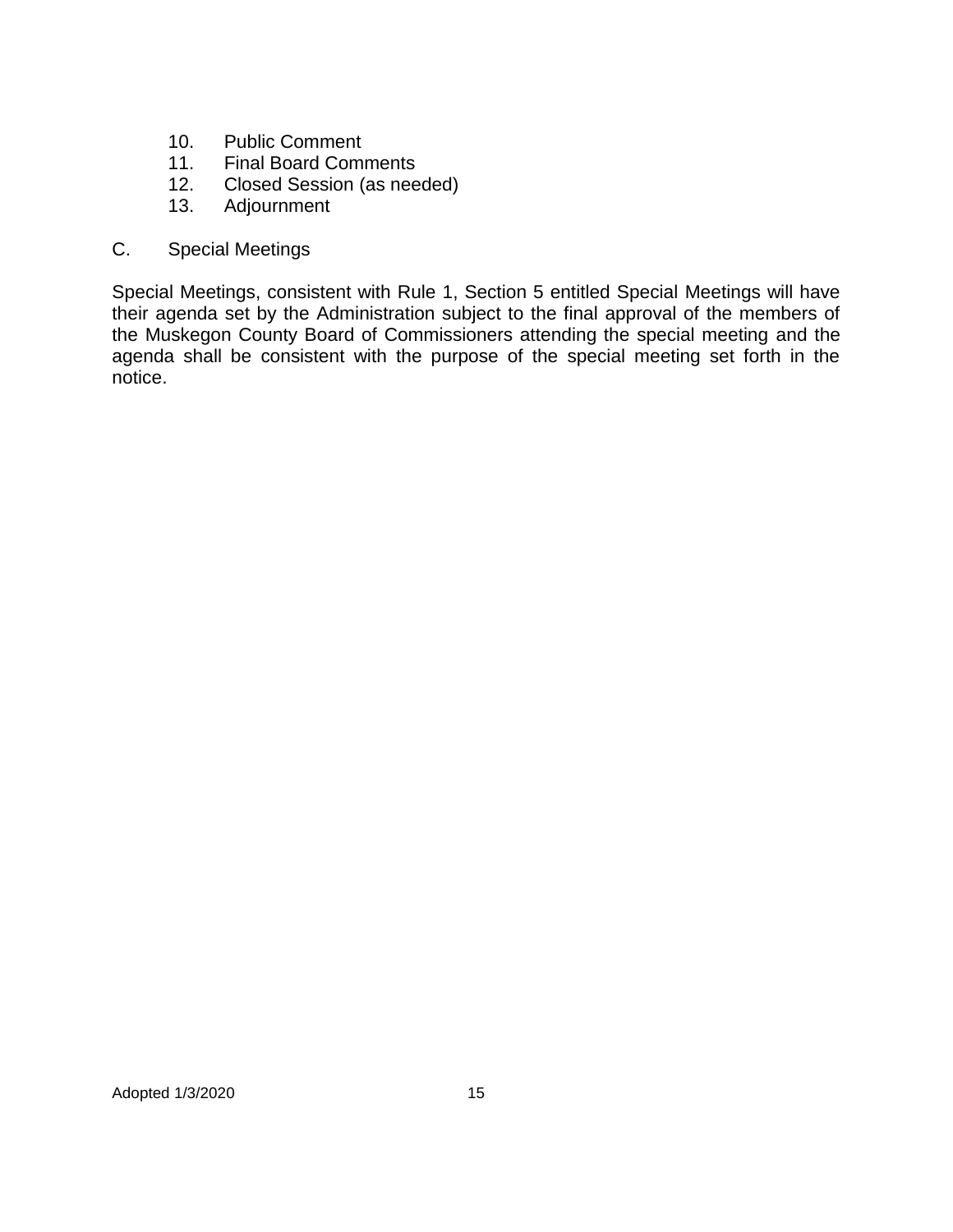10. Public Comment
11. Final Board Comments
12. Closed Session (as needed)
13. Adjournment

C. Special Meetings

Special Meetings, consistent with Rule 1, Section 5 entitled Special Meetings will have their agenda set by the Administration subject to the final approval of the members of the Muskegon County Board of Commissioners attending the special meeting and the agenda shall be consistent with the purpose of the special meeting set forth in the notice.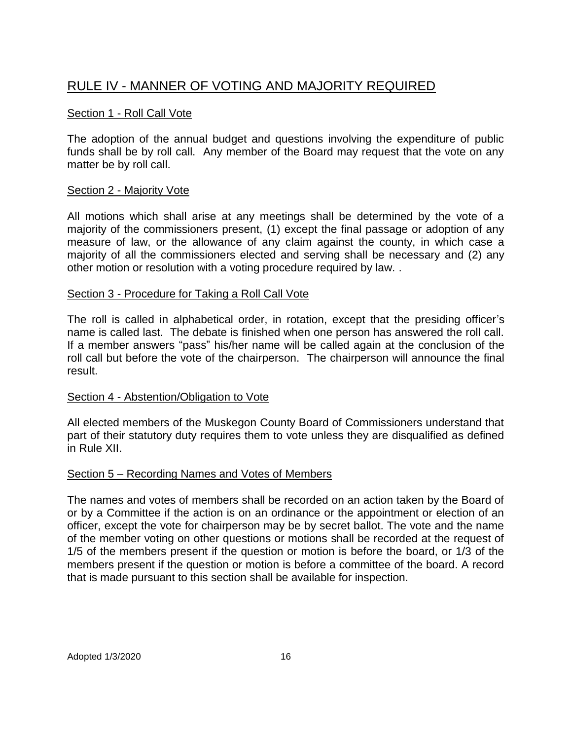## RULE IV - MANNER OF VOTING AND MAJORITY REQUIRED

### Section 1 - Roll Call Vote

The adoption of the annual budget and questions involving the expenditure of public funds shall be by roll call. Any member of the Board may request that the vote on any matter be by roll call.

### Section 2 - Majority Vote

All motions which shall arise at any meetings shall be determined by the vote of a majority of the commissioners present, (1) except the final passage or adoption of any measure of law, or the allowance of any claim against the county, in which case a majority of all the commissioners elected and serving shall be necessary and (2) any other motion or resolution with a voting procedure required by law. .

### Section 3 - Procedure for Taking a Roll Call Vote

The roll is called in alphabetical order, in rotation, except that the presiding officer's name is called last. The debate is finished when one person has answered the roll call. If a member answers "pass" his/her name will be called again at the conclusion of the roll call but before the vote of the chairperson. The chairperson will announce the final result.

### Section 4 - Abstention/Obligation to Vote

All elected members of the Muskegon County Board of Commissioners understand that part of their statutory duty requires them to vote unless they are disqualified as defined in Rule XII.

### Section 5 – Recording Names and Votes of Members

The names and votes of members shall be recorded on an action taken by the Board of or by a Committee if the action is on an ordinance or the appointment or election of an officer, except the vote for chairperson may be by secret ballot. The vote and the name of the member voting on other questions or motions shall be recorded at the request of 1/5 of the members present if the question or motion is before the board, or 1/3 of the members present if the question or motion is before a committee of the board. A record that is made pursuant to this section shall be available for inspection.

Adopted 1/3/2020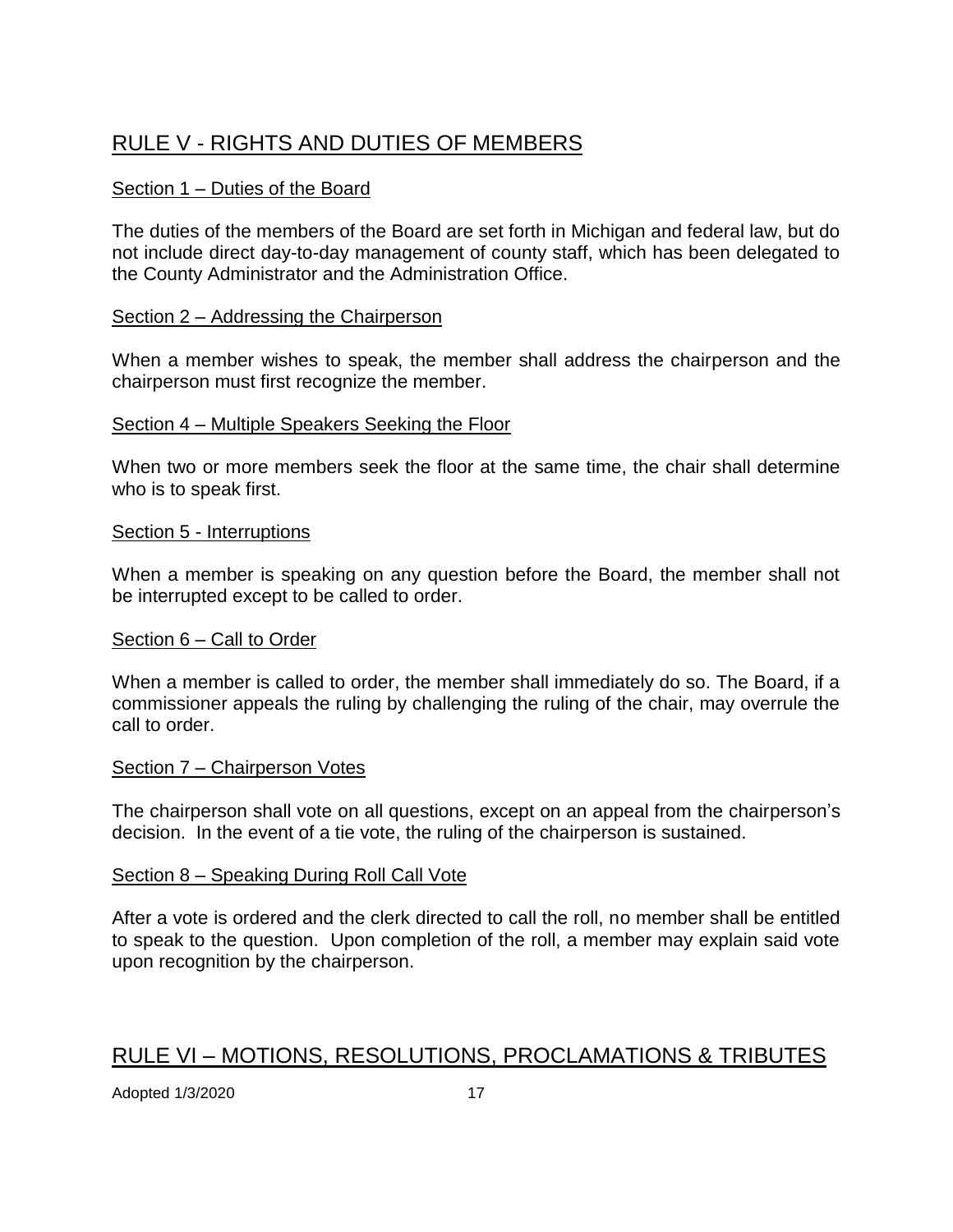## RULE V - RIGHTS AND DUTIES OF MEMBERS

### Section 1 – Duties of the Board

The duties of the members of the Board are set forth in Michigan and federal law, but do not include direct day-to-day management of county staff, which has been delegated to the County Administrator and the Administration Office.

### Section 2 – Addressing the Chairperson

When a member wishes to speak, the member shall address the chairperson and the chairperson must first recognize the member.

### Section 4 – Multiple Speakers Seeking the Floor

When two or more members seek the floor at the same time, the chair shall determine who is to speak first.

### Section 5 - Interruptions

When a member is speaking on any question before the Board, the member shall not be interrupted except to be called to order.

### Section 6 – Call to Order

When a member is called to order, the member shall immediately do so. The Board, if a commissioner appeals the ruling by challenging the ruling of the chair, may overrule the call to order.

### Section 7 – Chairperson Votes

The chairperson shall vote on all questions, except on an appeal from the chairperson's decision. In the event of a tie vote, the ruling of the chairperson is sustained.

### Section 8 – Speaking During Roll Call Vote

After a vote is ordered and the clerk directed to call the roll, no member shall be entitled to speak to the question. Upon completion of the roll, a member may explain said vote upon recognition by the chairperson.

## RULE VI – MOTIONS, RESOLUTIONS, PROCLAMATIONS & TRIBUTES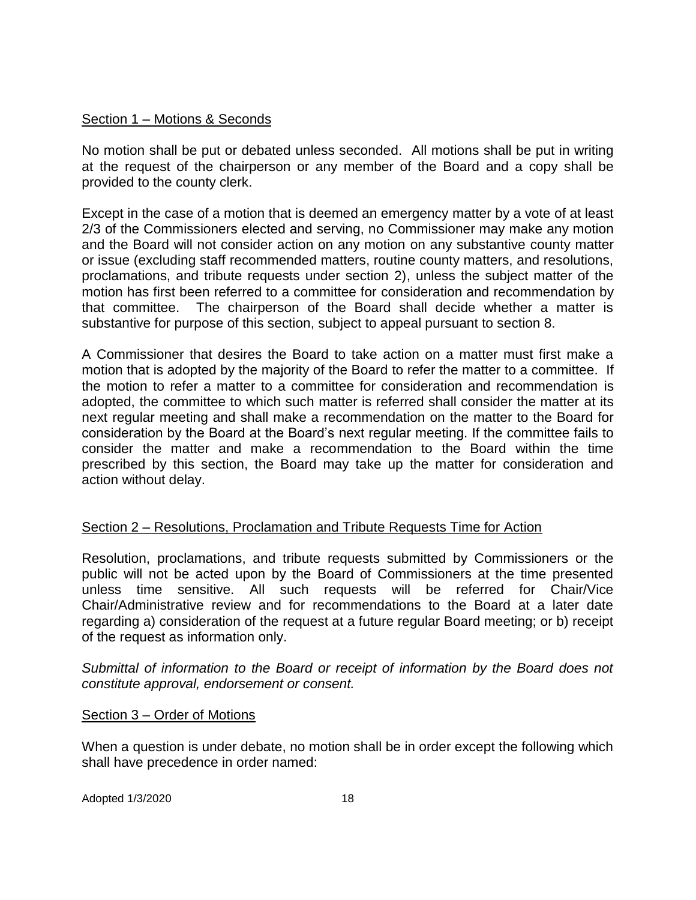Section 1 – Motions & Seconds

No motion shall be put or debated unless seconded. All motions shall be put in writing at the request of the chairperson or any member of the Board and a copy shall be provided to the county clerk.

Except in the case of a motion that is deemed an emergency matter by a vote of at least 2/3 of the Commissioners elected and serving, no Commissioner may make any motion and the Board will not consider action on any motion on any substantive county matter or issue (excluding staff recommended matters, routine county matters, and resolutions, proclamations, and tribute requests under section 2), unless the subject matter of the motion has first been referred to a committee for consideration and recommendation by that committee. The chairperson of the Board shall decide whether a matter is substantive for purpose of this section, subject to appeal pursuant to section 8.

A Commissioner that desires the Board to take action on a matter must first make a motion that is adopted by the majority of the Board to refer the matter to a committee. If the motion to refer a matter to a committee for consideration and recommendation is adopted, the committee to which such matter is referred shall consider the matter at its next regular meeting and shall make a recommendation on the matter to the Board for consideration by the Board at the Board's next regular meeting. If the committee fails to consider the matter and make a recommendation to the Board within the time prescribed by this section, the Board may take up the matter for consideration and action without delay.

Section 2 – Resolutions, Proclamation and Tribute Requests Time for Action

Resolution, proclamations, and tribute requests submitted by Commissioners or the public will not be acted upon by the Board of Commissioners at the time presented unless time sensitive. All such requests will be referred for Chair/Vice Chair/Administrative review and for recommendations to the Board at a later date regarding a) consideration of the request at a future regular Board meeting; or b) receipt of the request as information only.

*Submittal of information to the Board or receipt of information by the Board does not constitute approval, endorsement or consent.*

Section 3 – Order of Motions

When a question is under debate, no motion shall be in order except the following which shall have precedence in order named: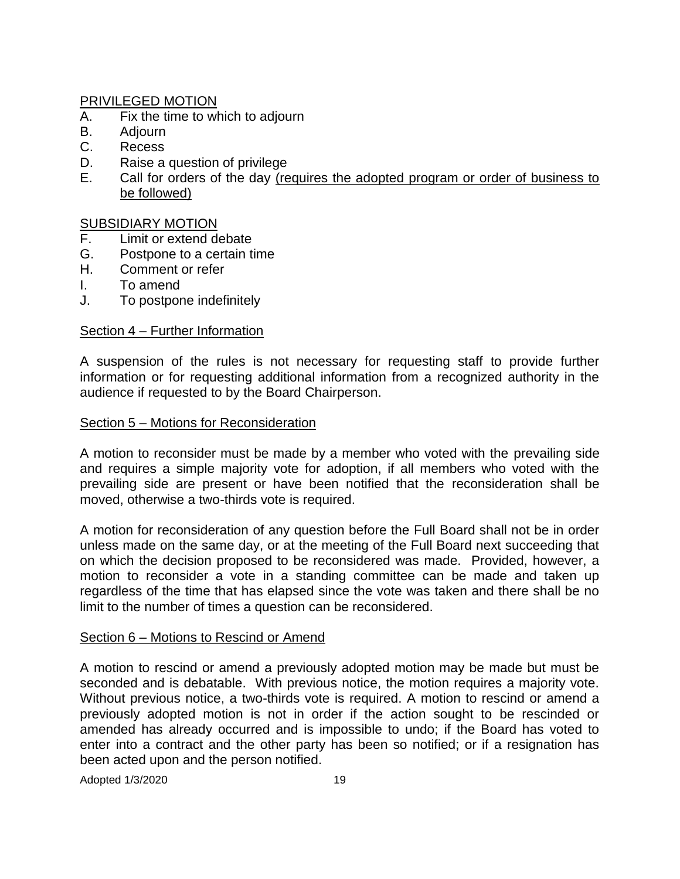PRIVILEGED MOTION

A. Fix the time to which to adjourn
B. Adjourn
C. Recess
D. Raise a question of privilege
E. Call for orders of the day <u>(requires the adopted program or order of business to be followed)</u>

SUBSIDIARY MOTION

F. Limit or extend debate
G. Postpone to a certain time
H. Comment or refer
I. To amend
J. To postpone indefinitely

## Section 4 – Further Information

A suspension of the rules is not necessary for requesting staff to provide further information or for requesting additional information from a recognized authority in the audience if requested to by the Board Chairperson.

## Section 5 – Motions for Reconsideration

A motion to reconsider must be made by a member who voted with the prevailing side and requires a simple majority vote for adoption, if all members who voted with the prevailing side are present or have been notified that the reconsideration shall be moved, otherwise a two-thirds vote is required.

A motion for reconsideration of any question before the Full Board shall not be in order unless made on the same day, or at the meeting of the Full Board next succeeding that on which the decision proposed to be reconsidered was made. Provided, however, a motion to reconsider a vote in a standing committee can be made and taken up regardless of the time that has elapsed since the vote was taken and there shall be no limit to the number of times a question can be reconsidered.

## Section 6 – Motions to Rescind or Amend

A motion to rescind or amend a previously adopted motion may be made but must be seconded and is debatable. With previous notice, the motion requires a majority vote. Without previous notice, a two-thirds vote is required. A motion to rescind or amend a previously adopted motion is not in order if the action sought to be rescinded or amended has already occurred and is impossible to undo; if the Board has voted to enter into a contract and the other party has been so notified; or if a resignation has been acted upon and the person notified.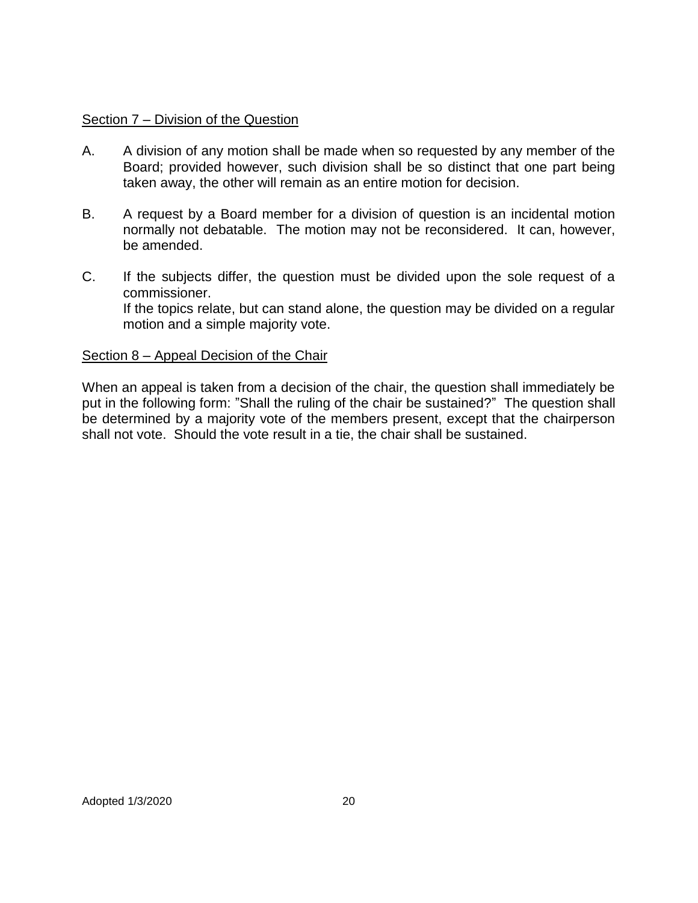Section 7 – Division of the Question

A. A division of any motion shall be made when so requested by any member of the Board; provided however, such division shall be so distinct that one part being taken away, the other will remain as an entire motion for decision.

B. A request by a Board member for a division of question is an incidental motion normally not debatable. The motion may not be reconsidered. It can, however, be amended.

C. If the subjects differ, the question must be divided upon the sole request of a commissioner.
If the topics relate, but can stand alone, the question may be divided on a regular motion and a simple majority vote.

Section 8 – Appeal Decision of the Chair

When an appeal is taken from a decision of the chair, the question shall immediately be put in the following form: "Shall the ruling of the chair be sustained?" The question shall be determined by a majority vote of the members present, except that the chairperson shall not vote. Should the vote result in a tie, the chair shall be sustained.

Adopted 1/3/2020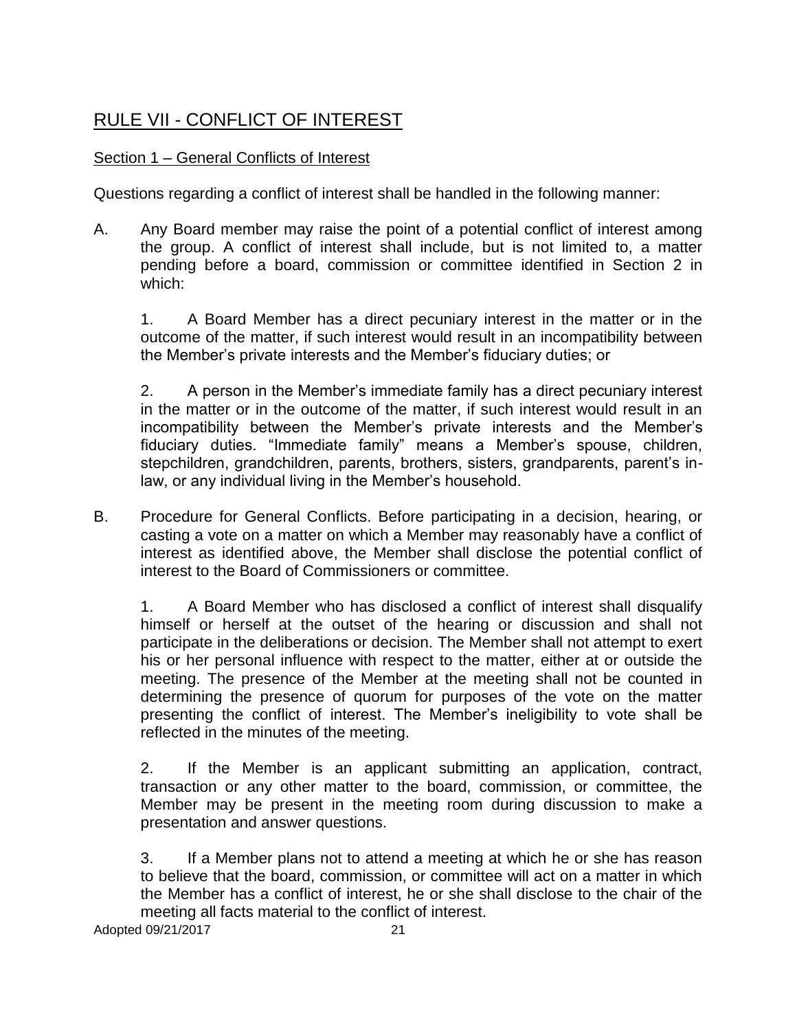# RULE VII - CONFLICT OF INTEREST

## Section 1 – General Conflicts of Interest

Questions regarding a conflict of interest shall be handled in the following manner:

A. Any Board member may raise the point of a potential conflict of interest among the group. A conflict of interest shall include, but is not limited to, a matter pending before a board, commission or committee identified in Section 2 in which:

   1. A Board Member has a direct pecuniary interest in the matter or in the outcome of the matter, if such interest would result in an incompatibility between the Member's private interests and the Member's fiduciary duties; or

   2. A person in the Member's immediate family has a direct pecuniary interest in the matter or in the outcome of the matter, if such interest would result in an incompatibility between the Member's private interests and the Member's fiduciary duties. "Immediate family" means a Member's spouse, children, stepchildren, grandchildren, parents, brothers, sisters, grandparents, parent's in-law, or any individual living in the Member's household.

B. Procedure for General Conflicts. Before participating in a decision, hearing, or casting a vote on a matter on which a Member may reasonably have a conflict of interest as identified above, the Member shall disclose the potential conflict of interest to the Board of Commissioners or committee.

   1. A Board Member who has disclosed a conflict of interest shall disqualify himself or herself at the outset of the hearing or discussion and shall not participate in the deliberations or decision. The Member shall not attempt to exert his or her personal influence with respect to the matter, either at or outside the meeting. The presence of the Member at the meeting shall not be counted in determining the presence of quorum for purposes of the vote on the matter presenting the conflict of interest. The Member's ineligibility to vote shall be reflected in the minutes of the meeting.

   2. If the Member is an applicant submitting an application, contract, transaction or any other matter to the board, commission, or committee, the Member may be present in the meeting room during discussion to make a presentation and answer questions.

   3. If a Member plans not to attend a meeting at which he or she has reason to believe that the board, commission, or committee will act on a matter in which the Member has a conflict of interest, he or she shall disclose to the chair of the meeting all facts material to the conflict of interest.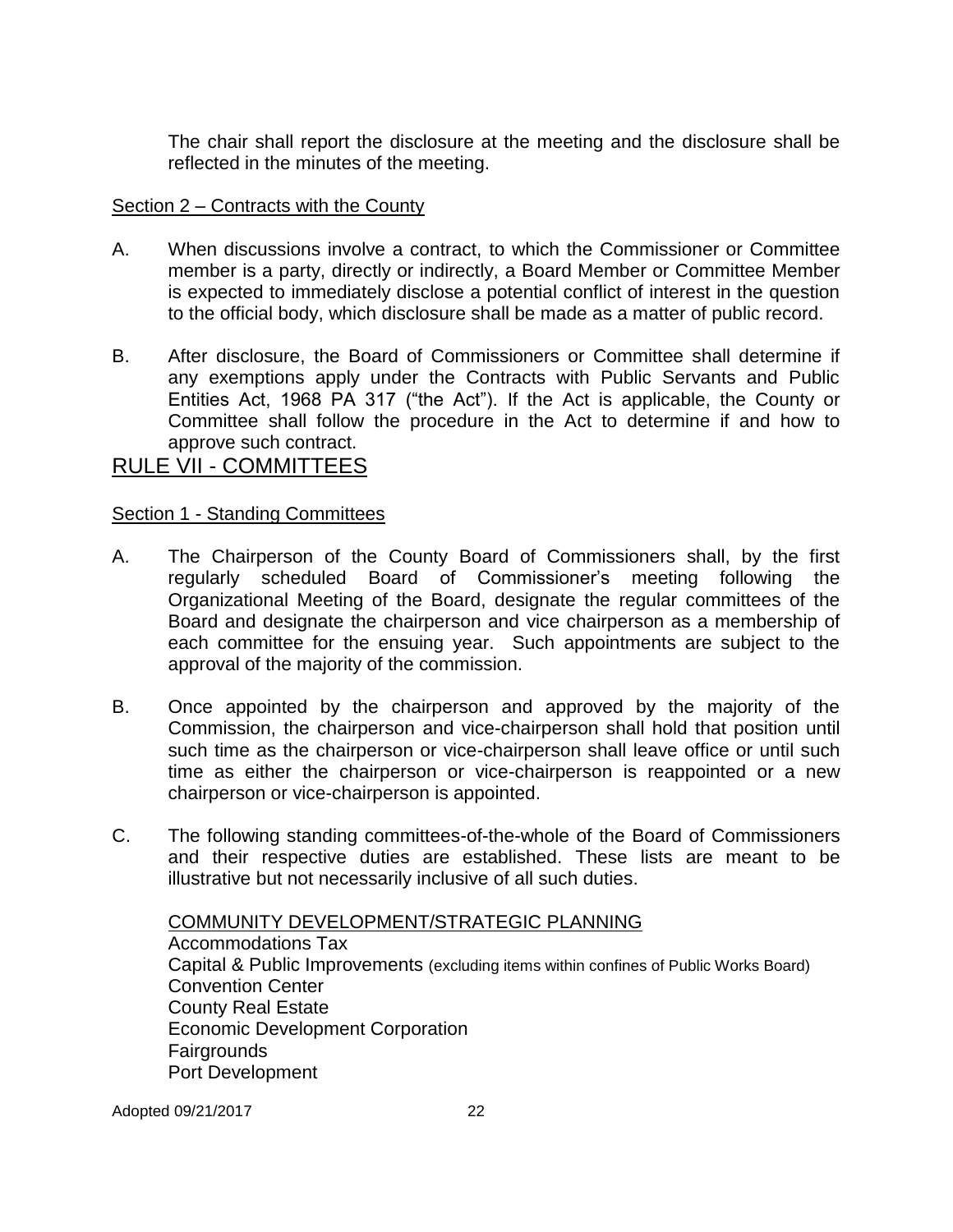The chair shall report the disclosure at the meeting and the disclosure shall be reflected in the minutes of the meeting.

Section 2 – Contracts with the County

A. When discussions involve a contract, to which the Commissioner or Committee member is a party, directly or indirectly, a Board Member or Committee Member is expected to immediately disclose a potential conflict of interest in the question to the official body, which disclosure shall be made as a matter of public record.

B. After disclosure, the Board of Commissioners or Committee shall determine if any exemptions apply under the Contracts with Public Servants and Public Entities Act, 1968 PA 317 ("the Act"). If the Act is applicable, the County or Committee shall follow the procedure in the Act to determine if and how to approve such contract.

## RULE VII - COMMITTEES

Section 1 - Standing Committees

A. The Chairperson of the County Board of Commissioners shall, by the first regularly scheduled Board of Commissioner's meeting following the Organizational Meeting of the Board, designate the regular committees of the Board and designate the chairperson and vice chairperson as a membership of each committee for the ensuing year. Such appointments are subject to the approval of the majority of the commission.

B. Once appointed by the chairperson and approved by the majority of the Commission, the chairperson and vice-chairperson shall hold that position until such time as the chairperson or vice-chairperson shall leave office or until such time as either the chairperson or vice-chairperson is reappointed or a new chairperson or vice-chairperson is appointed.

C. The following standing committees-of-the-whole of the Board of Commissioners and their respective duties are established. These lists are meant to be illustrative but not necessarily inclusive of all such duties.

COMMUNITY DEVELOPMENT/STRATEGIC PLANNING
Accommodations Tax
Capital & Public Improvements (excluding items within confines of Public Works Board)
Convention Center
County Real Estate
Economic Development Corporation
Fairgrounds
Port Development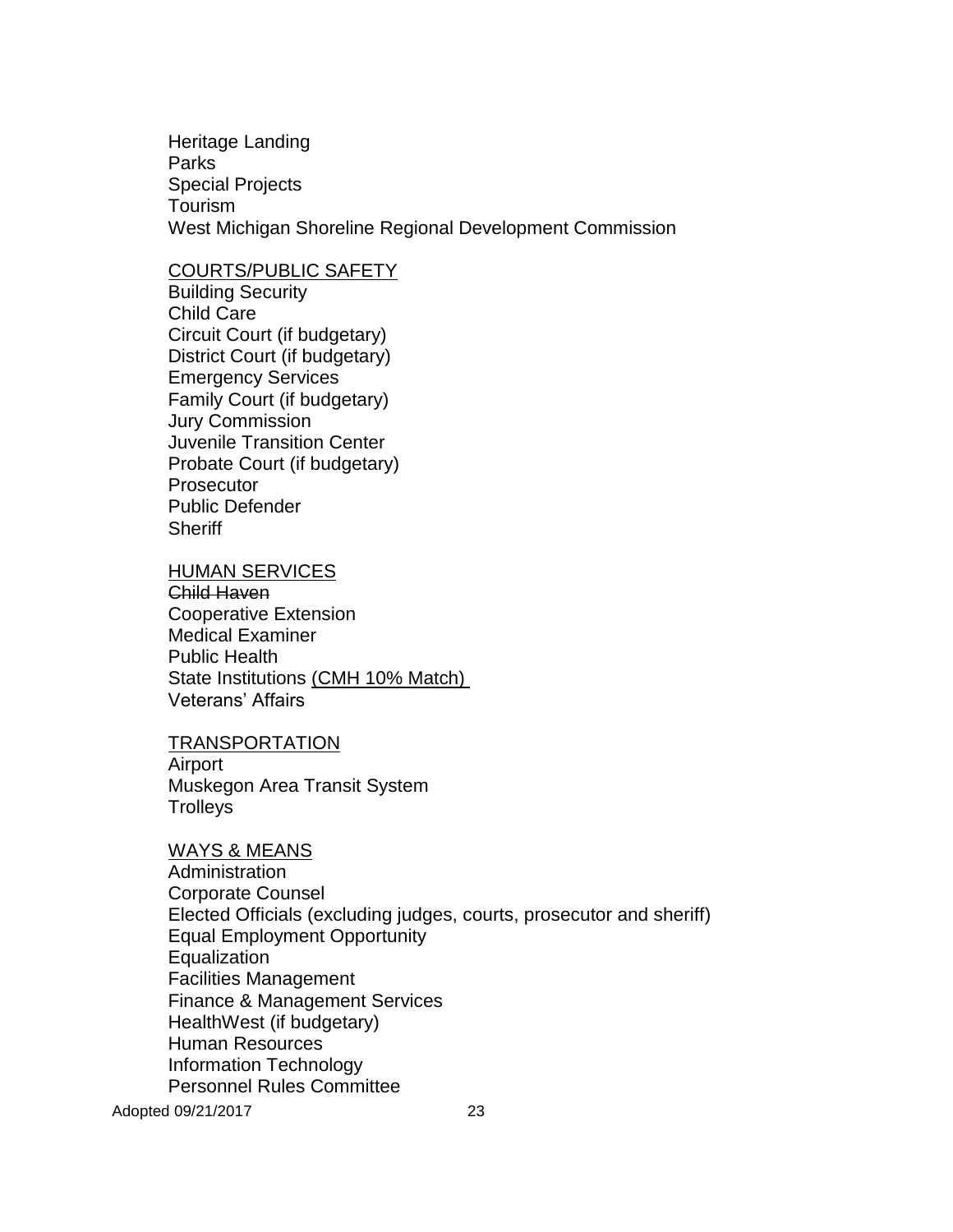Heritage Landing
Parks
Special Projects
Tourism
West Michigan Shoreline Regional Development Commission

<u>COURTS/PUBLIC SAFETY</u>
Building Security
Child Care
Circuit Court (if budgetary)
District Court (if budgetary)
Emergency Services
Family Court (if budgetary)
Jury Commission
Juvenile Transition Center
Probate Court (if budgetary)
Prosecutor
Public Defender
Sheriff

<u>HUMAN SERVICES</u>
~~Child Haven~~
Cooperative Extension
Medical Examiner
Public Health
State Institutions <u>(CMH 10% Match)</u>
Veterans' Affairs

<u>TRANSPORTATION</u>
Airport
Muskegon Area Transit System
Trolleys

<u>WAYS & MEANS</u>
Administration
Corporate Counsel
Elected Officials (excluding judges, courts, prosecutor and sheriff)
Equal Employment Opportunity
Equalization
Facilities Management
Finance & Management Services
HealthWest (if budgetary)
Human Resources
Information Technology
Personnel Rules Committee

Adopted 09/21/2017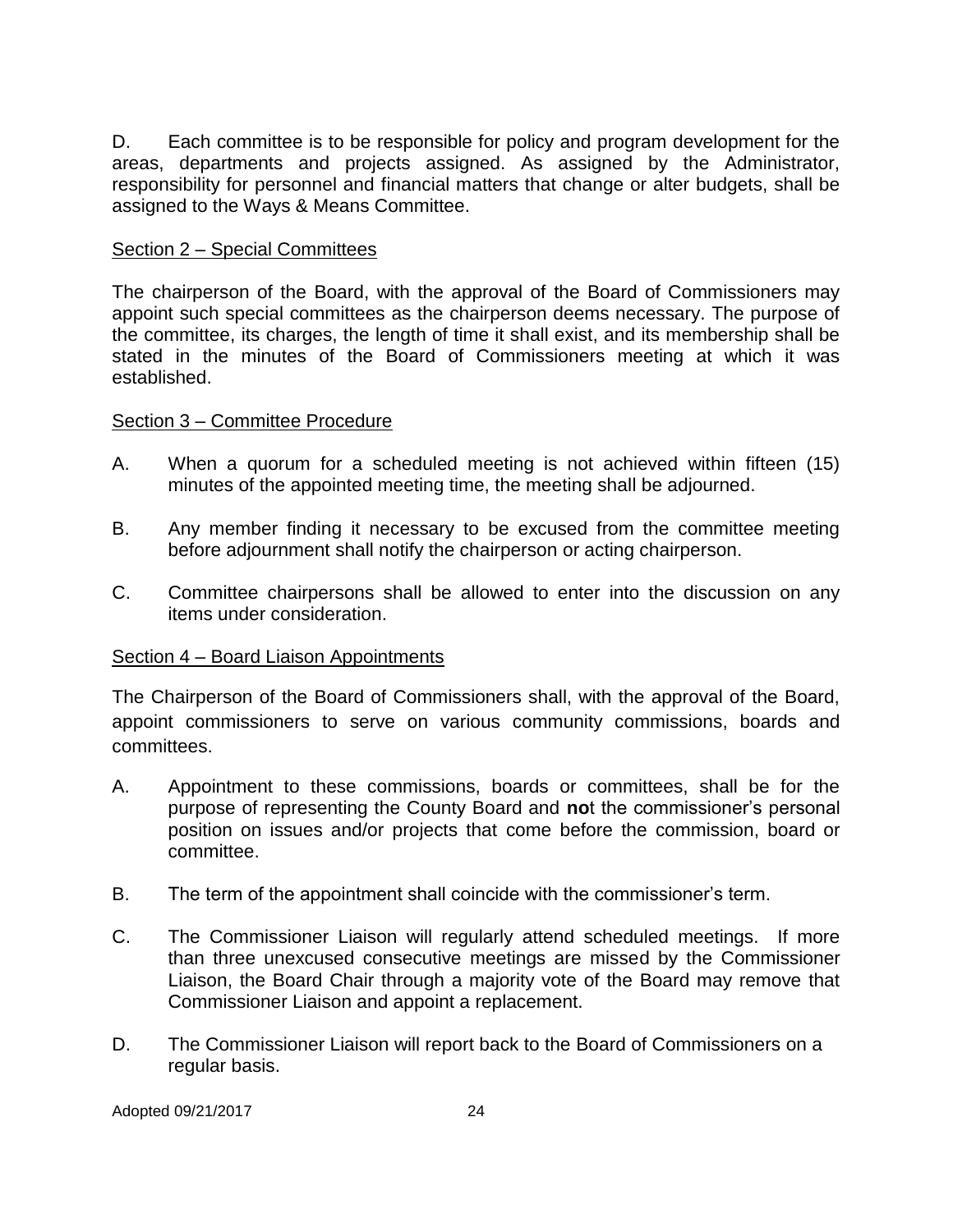D. Each committee is to be responsible for policy and program development for the areas, departments and projects assigned. As assigned by the Administrator, responsibility for personnel and financial matters that change or alter budgets, shall be assigned to the Ways & Means Committee.

Section 2 – Special Committees

The chairperson of the Board, with the approval of the Board of Commissioners may appoint such special committees as the chairperson deems necessary. The purpose of the committee, its charges, the length of time it shall exist, and its membership shall be stated in the minutes of the Board of Commissioners meeting at which it was established.

Section 3 – Committee Procedure

A. When a quorum for a scheduled meeting is not achieved within fifteen (15) minutes of the appointed meeting time, the meeting shall be adjourned.

B. Any member finding it necessary to be excused from the committee meeting before adjournment shall notify the chairperson or acting chairperson.

C. Committee chairpersons shall be allowed to enter into the discussion on any items under consideration.

Section 4 – Board Liaison Appointments

The Chairperson of the Board of Commissioners shall, with the approval of the Board, appoint commissioners to serve on various community commissions, boards and committees.

A. Appointment to these commissions, boards or committees, shall be for the purpose of representing the County Board and **no**t the commissioner's personal position on issues and/or projects that come before the commission, board or committee.

B. The term of the appointment shall coincide with the commissioner's term.

C. The Commissioner Liaison will regularly attend scheduled meetings. If more than three unexcused consecutive meetings are missed by the Commissioner Liaison, the Board Chair through a majority vote of the Board may remove that Commissioner Liaison and appoint a replacement.

D. The Commissioner Liaison will report back to the Board of Commissioners on a regular basis.

Adopted 09/21/2017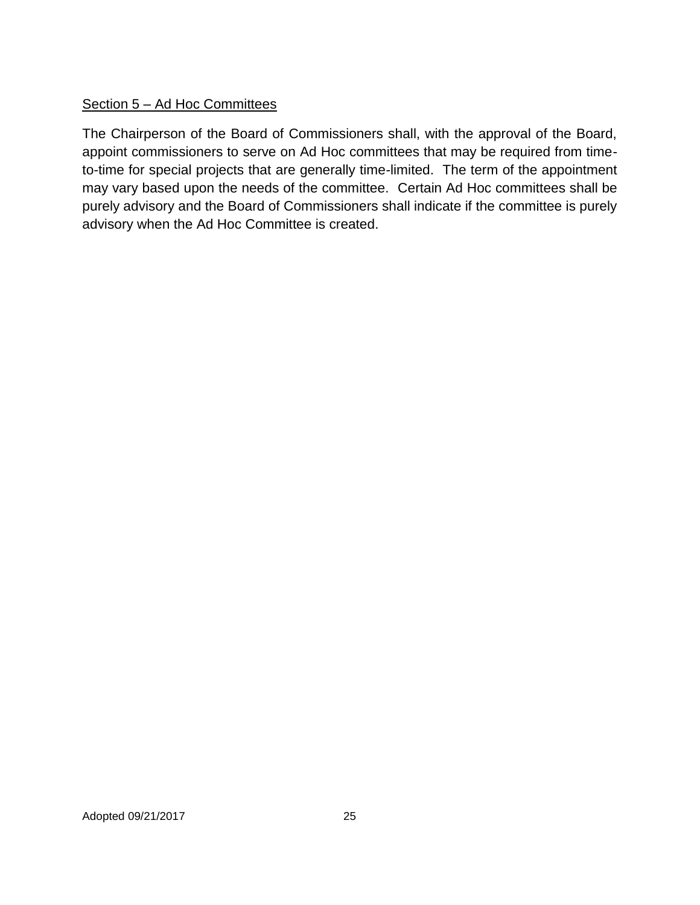<u>Section 5 – Ad Hoc Committees</u>

The Chairperson of the Board of Commissioners shall, with the approval of the Board, appoint commissioners to serve on Ad Hoc committees that may be required from time-to-time for special projects that are generally time-limited. The term of the appointment may vary based upon the needs of the committee. Certain Ad Hoc committees shall be purely advisory and the Board of Commissioners shall indicate if the committee is purely advisory when the Ad Hoc Committee is created.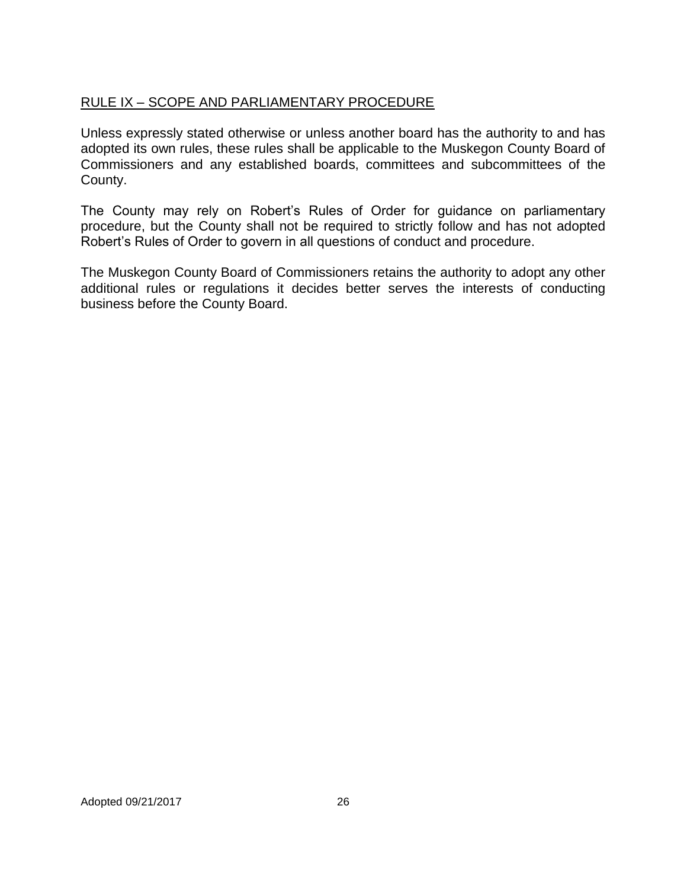## RULE IX – SCOPE AND PARLIAMENTARY PROCEDURE

Unless expressly stated otherwise or unless another board has the authority to and has adopted its own rules, these rules shall be applicable to the Muskegon County Board of Commissioners and any established boards, committees and subcommittees of the County.

The County may rely on Robert's Rules of Order for guidance on parliamentary procedure, but the County shall not be required to strictly follow and has not adopted Robert's Rules of Order to govern in all questions of conduct and procedure.

The Muskegon County Board of Commissioners retains the authority to adopt any other additional rules or regulations it decides better serves the interests of conducting business before the County Board.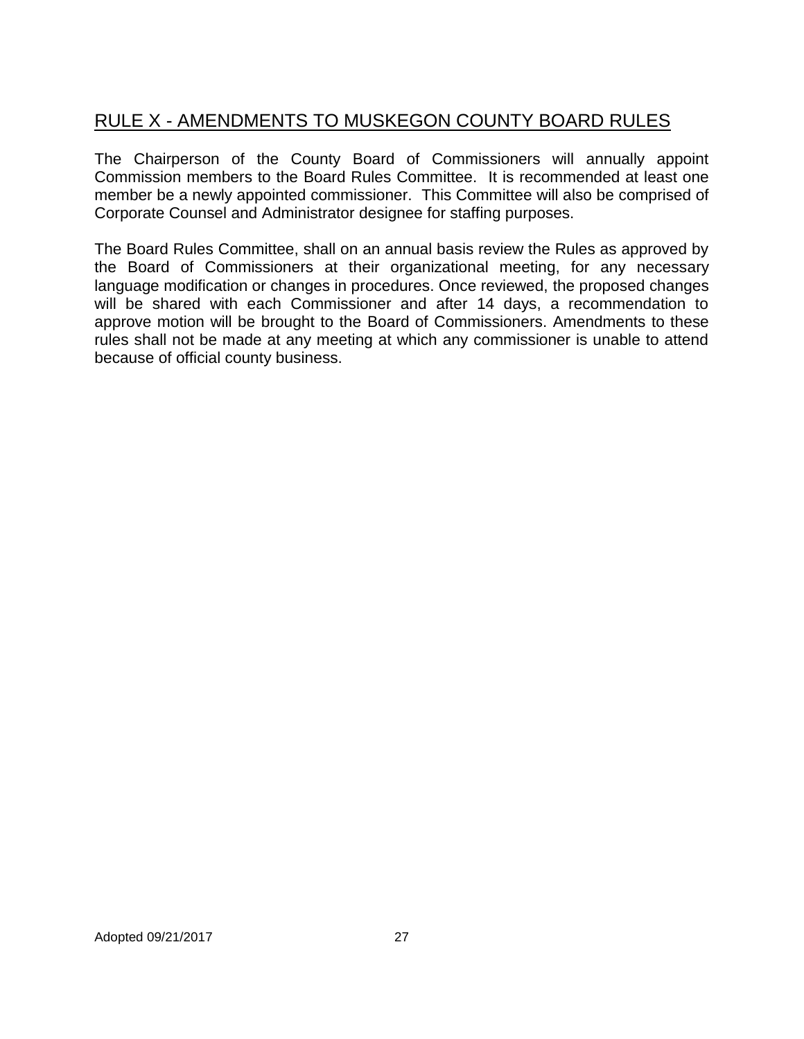## RULE X - AMENDMENTS TO MUSKEGON COUNTY BOARD RULES

The Chairperson of the County Board of Commissioners will annually appoint Commission members to the Board Rules Committee. It is recommended at least one member be a newly appointed commissioner. This Committee will also be comprised of Corporate Counsel and Administrator designee for staffing purposes.

The Board Rules Committee, shall on an annual basis review the Rules as approved by the Board of Commissioners at their organizational meeting, for any necessary language modification or changes in procedures. Once reviewed, the proposed changes will be shared with each Commissioner and after 14 days, a recommendation to approve motion will be brought to the Board of Commissioners. Amendments to these rules shall not be made at any meeting at which any commissioner is unable to attend because of official county business.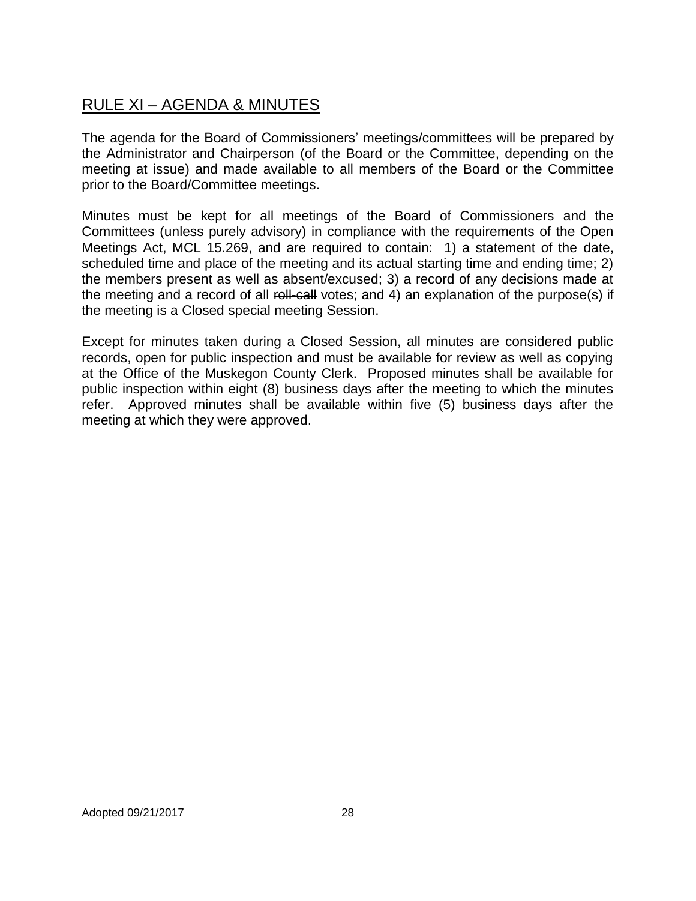## RULE XI – AGENDA & MINUTES

The agenda for the Board of Commissioners' meetings/committees will be prepared by the Administrator and Chairperson (of the Board or the Committee, depending on the meeting at issue) and made available to all members of the Board or the Committee prior to the Board/Committee meetings.

Minutes must be kept for all meetings of the Board of Commissioners and the Committees (unless purely advisory) in compliance with the requirements of the Open Meetings Act, MCL 15.269, and are required to contain: 1) a statement of the date, scheduled time and place of the meeting and its actual starting time and ending time; 2) the members present as well as absent/excused; 3) a record of any decisions made at the meeting and a record of all ~~roll-call~~ votes; and 4) an explanation of the purpose(s) if the meeting is a Closed special meeting ~~Session~~.

Except for minutes taken during a Closed Session, all minutes are considered public records, open for public inspection and must be available for review as well as copying at the Office of the Muskegon County Clerk. Proposed minutes shall be available for public inspection within eight (8) business days after the meeting to which the minutes refer. Approved minutes shall be available within five (5) business days after the meeting at which they were approved.

Adopted 09/21/2017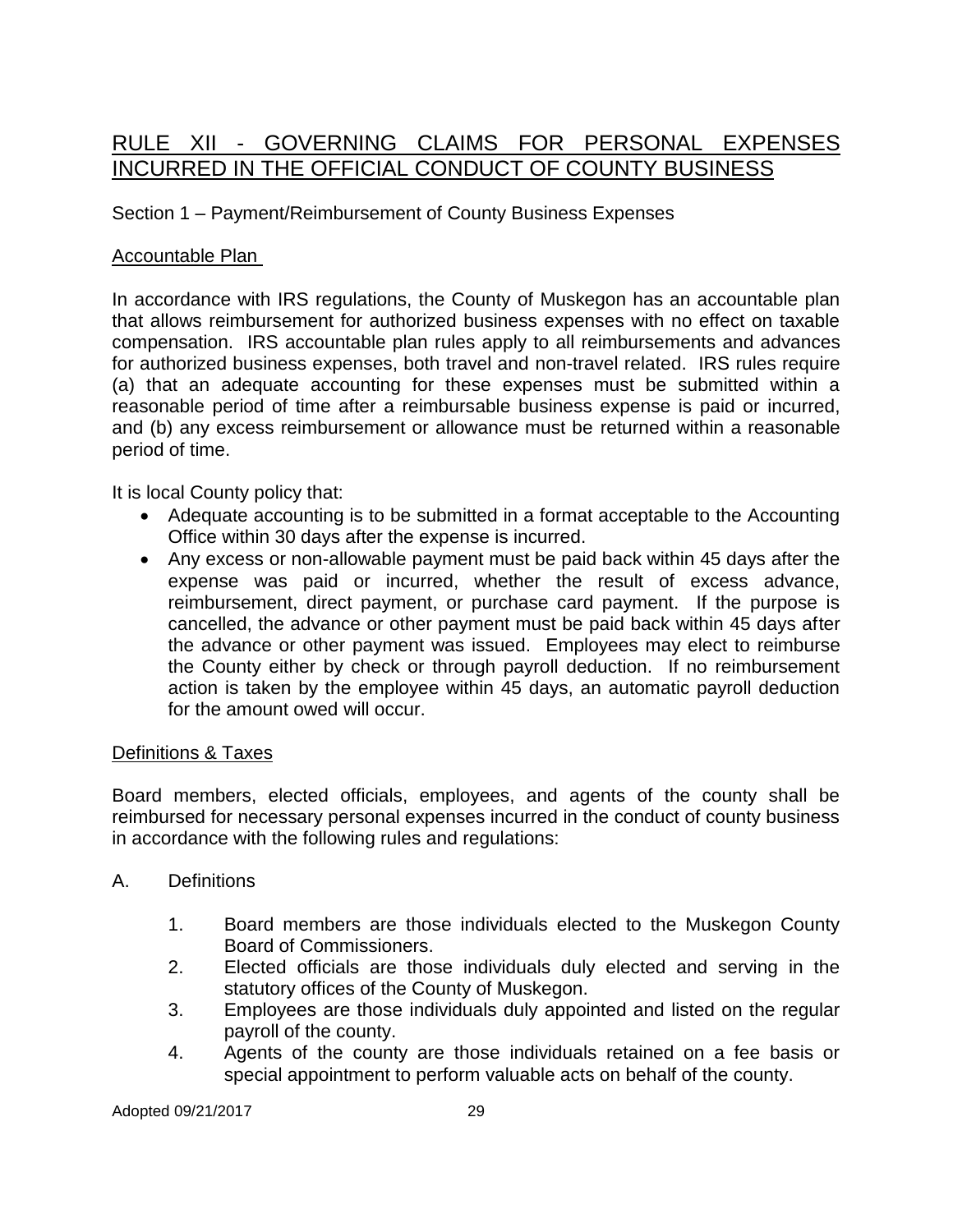# RULE XII - GOVERNING CLAIMS FOR PERSONAL EXPENSES INCURRED IN THE OFFICIAL CONDUCT OF COUNTY BUSINESS

Section 1 – Payment/Reimbursement of County Business Expenses

## Accountable Plan

In accordance with IRS regulations, the County of Muskegon has an accountable plan that allows reimbursement for authorized business expenses with no effect on taxable compensation. IRS accountable plan rules apply to all reimbursements and advances for authorized business expenses, both travel and non-travel related. IRS rules require (a) that an adequate accounting for these expenses must be submitted within a reasonable period of time after a reimbursable business expense is paid or incurred, and (b) any excess reimbursement or allowance must be returned within a reasonable period of time.

It is local County policy that:

- Adequate accounting is to be submitted in a format acceptable to the Accounting Office within 30 days after the expense is incurred.
- Any excess or non-allowable payment must be paid back within 45 days after the expense was paid or incurred, whether the result of excess advance, reimbursement, direct payment, or purchase card payment. If the purpose is cancelled, the advance or other payment must be paid back within 45 days after the advance or other payment was issued. Employees may elect to reimburse the County either by check or through payroll deduction. If no reimbursement action is taken by the employee within 45 days, an automatic payroll deduction for the amount owed will occur.

## Definitions & Taxes

Board members, elected officials, employees, and agents of the county shall be reimbursed for necessary personal expenses incurred in the conduct of county business in accordance with the following rules and regulations:

A. Definitions

1. Board members are those individuals elected to the Muskegon County Board of Commissioners.
2. Elected officials are those individuals duly elected and serving in the statutory offices of the County of Muskegon.
3. Employees are those individuals duly appointed and listed on the regular payroll of the county.
4. Agents of the county are those individuals retained on a fee basis or special appointment to perform valuable acts on behalf of the county.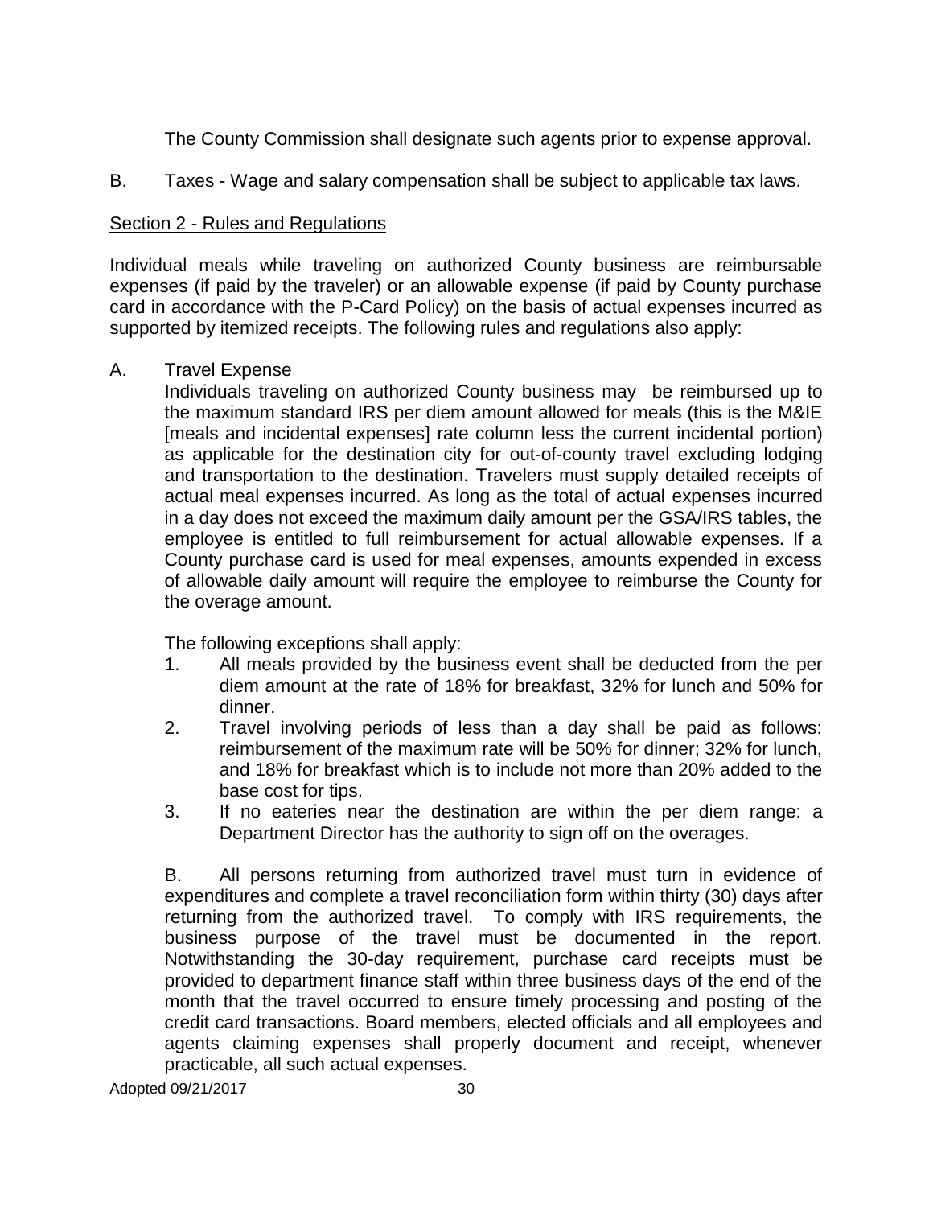The County Commission shall designate such agents prior to expense approval.

B. Taxes - Wage and salary compensation shall be subject to applicable tax laws.

Section 2 - Rules and Regulations

Individual meals while traveling on authorized County business are reimbursable expenses (if paid by the traveler) or an allowable expense (if paid by County purchase card in accordance with the P-Card Policy) on the basis of actual expenses incurred as supported by itemized receipts. The following rules and regulations also apply:

A. Travel Expense

Individuals traveling on authorized County business may be reimbursed up to the maximum standard IRS per diem amount allowed for meals (this is the M&IE [meals and incidental expenses] rate column less the current incidental portion) as applicable for the destination city for out-of-county travel excluding lodging and transportation to the destination. Travelers must supply detailed receipts of actual meal expenses incurred. As long as the total of actual expenses incurred in a day does not exceed the maximum daily amount per the GSA/IRS tables, the employee is entitled to full reimbursement for actual allowable expenses. If a County purchase card is used for meal expenses, amounts expended in excess of allowable daily amount will require the employee to reimburse the County for the overage amount.

The following exceptions shall apply:

1. All meals provided by the business event shall be deducted from the per diem amount at the rate of 18% for breakfast, 32% for lunch and 50% for dinner.
2. Travel involving periods of less than a day shall be paid as follows: reimbursement of the maximum rate will be 50% for dinner; 32% for lunch, and 18% for breakfast which is to include not more than 20% added to the base cost for tips.
3. If no eateries near the destination are within the per diem range: a Department Director has the authority to sign off on the overages.

B. All persons returning from authorized travel must turn in evidence of expenditures and complete a travel reconciliation form within thirty (30) days after returning from the authorized travel. To comply with IRS requirements, the business purpose of the travel must be documented in the report. Notwithstanding the 30-day requirement, purchase card receipts must be provided to department finance staff within three business days of the end of the month that the travel occurred to ensure timely processing and posting of the credit card transactions. Board members, elected officials and all employees and agents claiming expenses shall properly document and receipt, whenever practicable, all such actual expenses.

Adopted 09/21/2017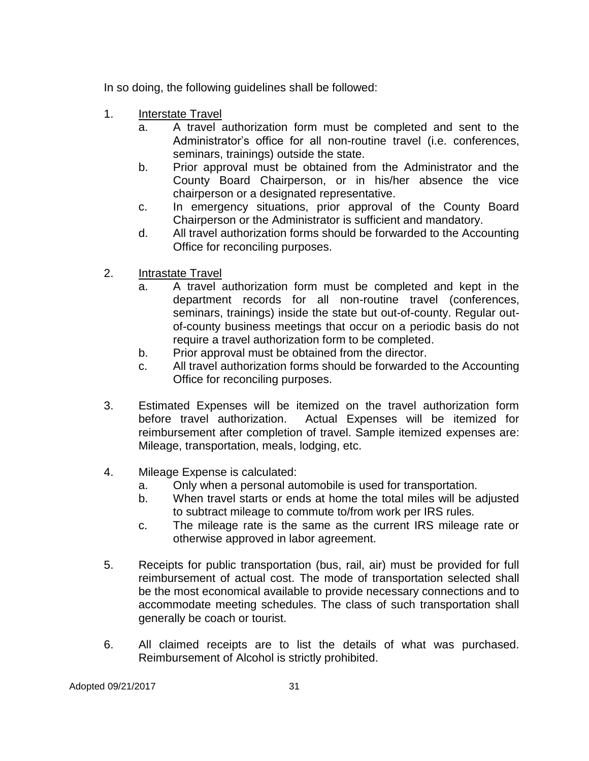In so doing, the following guidelines shall be followed:

1. <u>Interstate Travel</u>
   a. A travel authorization form must be completed and sent to the Administrator's office for all non-routine travel (i.e. conferences, seminars, trainings) outside the state.
   b. Prior approval must be obtained from the Administrator and the County Board Chairperson, or in his/her absence the vice chairperson or a designated representative.
   c. In emergency situations, prior approval of the County Board Chairperson or the Administrator is sufficient and mandatory.
   d. All travel authorization forms should be forwarded to the Accounting Office for reconciling purposes.

2. <u>Intrastate Travel</u>
   a. A travel authorization form must be completed and kept in the department records for all non-routine travel (conferences, seminars, trainings) inside the state but out-of-county. Regular out-of-county business meetings that occur on a periodic basis do not require a travel authorization form to be completed.
   b. Prior approval must be obtained from the director.
   c. All travel authorization forms should be forwarded to the Accounting Office for reconciling purposes.

3. Estimated Expenses will be itemized on the travel authorization form before travel authorization. Actual Expenses will be itemized for reimbursement after completion of travel. Sample itemized expenses are: Mileage, transportation, meals, lodging, etc.

4. Mileage Expense is calculated:
   a. Only when a personal automobile is used for transportation.
   b. When travel starts or ends at home the total miles will be adjusted to subtract mileage to commute to/from work per IRS rules.
   c. The mileage rate is the same as the current IRS mileage rate or otherwise approved in labor agreement.

5. Receipts for public transportation (bus, rail, air) must be provided for full reimbursement of actual cost. The mode of transportation selected shall be the most economical available to provide necessary connections and to accommodate meeting schedules. The class of such transportation shall generally be coach or tourist.

6. All claimed receipts are to list the details of what was purchased. Reimbursement of Alcohol is strictly prohibited.

Adopted 09/21/2017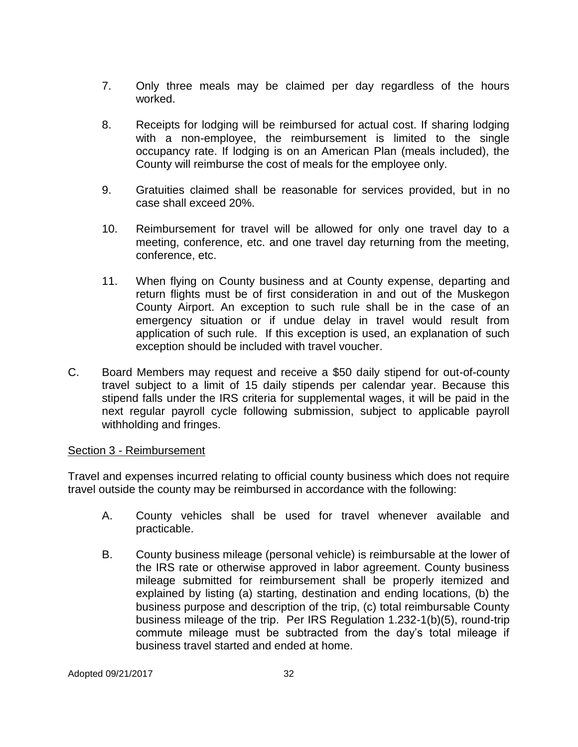7. Only three meals may be claimed per day regardless of the hours worked.

8. Receipts for lodging will be reimbursed for actual cost. If sharing lodging with a non-employee, the reimbursement is limited to the single occupancy rate. If lodging is on an American Plan (meals included), the County will reimburse the cost of meals for the employee only.

9. Gratuities claimed shall be reasonable for services provided, but in no case shall exceed 20%.

10. Reimbursement for travel will be allowed for only one travel day to a meeting, conference, etc. and one travel day returning from the meeting, conference, etc.

11. When flying on County business and at County expense, departing and return flights must be of first consideration in and out of the Muskegon County Airport. An exception to such rule shall be in the case of an emergency situation or if undue delay in travel would result from application of such rule. If this exception is used, an explanation of such exception should be included with travel voucher.

C. Board Members may request and receive a $50 daily stipend for out-of-county travel subject to a limit of 15 daily stipends per calendar year. Because this stipend falls under the IRS criteria for supplemental wages, it will be paid in the next regular payroll cycle following submission, subject to applicable payroll withholding and fringes.

<u>Section 3 - Reimbursement</u>

Travel and expenses incurred relating to official county business which does not require travel outside the county may be reimbursed in accordance with the following:

A. County vehicles shall be used for travel whenever available and practicable.

B. County business mileage (personal vehicle) is reimbursable at the lower of the IRS rate or otherwise approved in labor agreement. County business mileage submitted for reimbursement shall be properly itemized and explained by listing (a) starting, destination and ending locations, (b) the business purpose and description of the trip, (c) total reimbursable County business mileage of the trip. Per IRS Regulation 1.232-1(b)(5), round-trip commute mileage must be subtracted from the day's total mileage if business travel started and ended at home.

Adopted 09/21/2017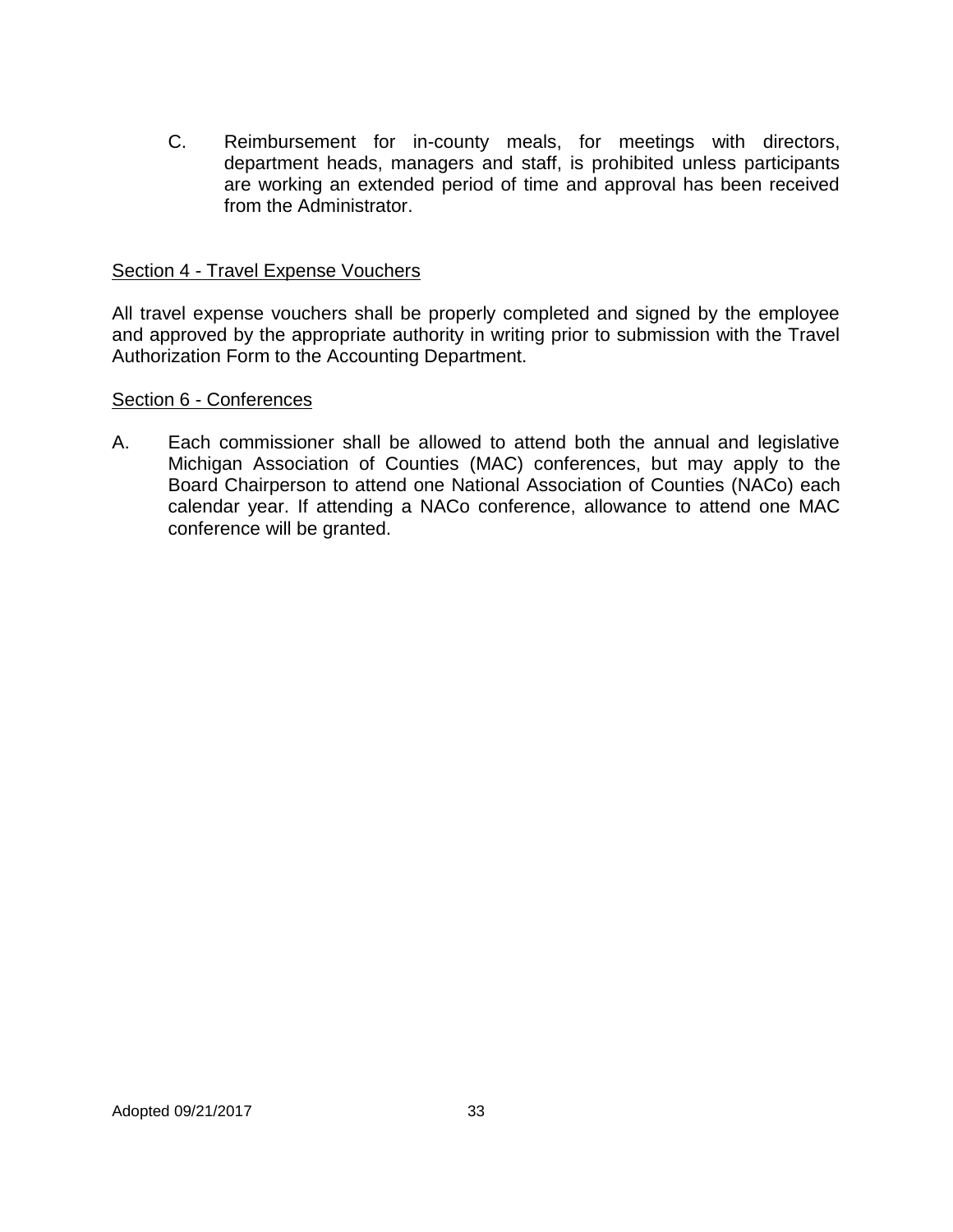C. Reimbursement for in-county meals, for meetings with directors, department heads, managers and staff, is prohibited unless participants are working an extended period of time and approval has been received from the Administrator.

## Section 4 - Travel Expense Vouchers

All travel expense vouchers shall be properly completed and signed by the employee and approved by the appropriate authority in writing prior to submission with the Travel Authorization Form to the Accounting Department.

## Section 6 - Conferences

A. Each commissioner shall be allowed to attend both the annual and legislative Michigan Association of Counties (MAC) conferences, but may apply to the Board Chairperson to attend one National Association of Counties (NACo) each calendar year. If attending a NACo conference, allowance to attend one MAC conference will be granted.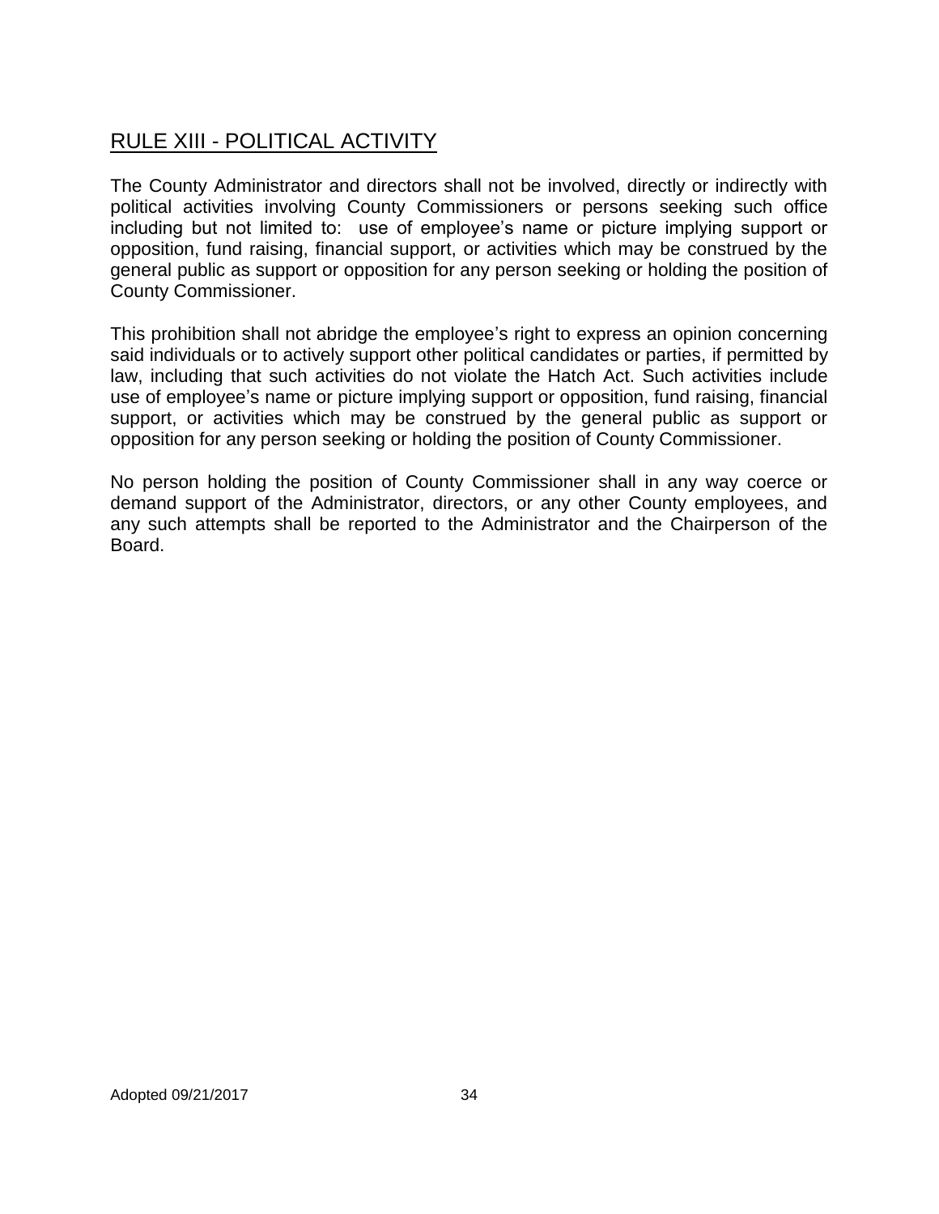## RULE XIII - POLITICAL ACTIVITY

The County Administrator and directors shall not be involved, directly or indirectly with political activities involving County Commissioners or persons seeking such office including but not limited to: use of employee's name or picture implying support or opposition, fund raising, financial support, or activities which may be construed by the general public as support or opposition for any person seeking or holding the position of County Commissioner.

This prohibition shall not abridge the employee's right to express an opinion concerning said individuals or to actively support other political candidates or parties, if permitted by law, including that such activities do not violate the Hatch Act. Such activities include use of employee's name or picture implying support or opposition, fund raising, financial support, or activities which may be construed by the general public as support or opposition for any person seeking or holding the position of County Commissioner.

No person holding the position of County Commissioner shall in any way coerce or demand support of the Administrator, directors, or any other County employees, and any such attempts shall be reported to the Administrator and the Chairperson of the Board.

Adopted 09/21/2017